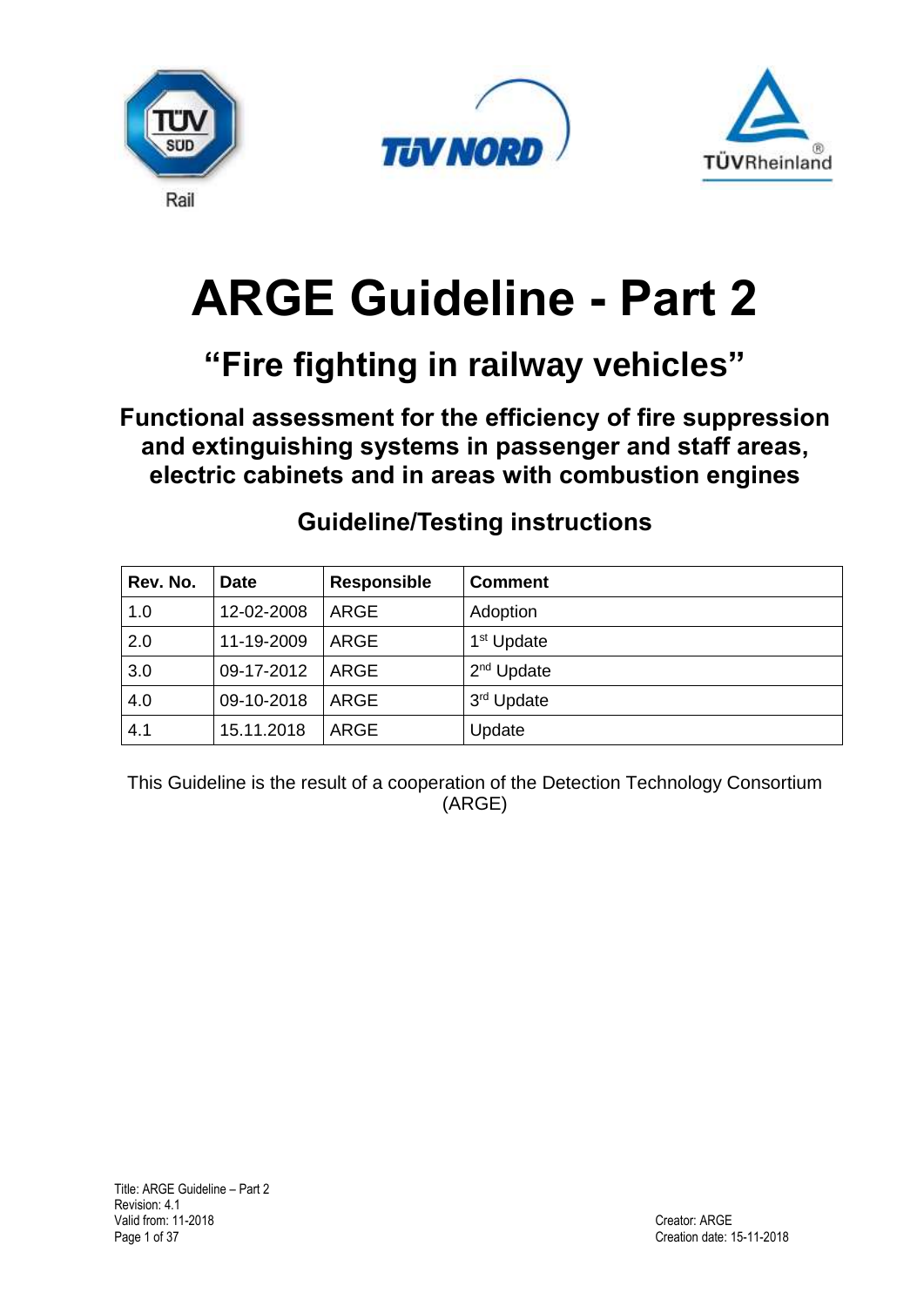# ARGE Guideline - Part 2

## "Fire fighting in railway vehicles"

### Functional assessment for the efficiency of fire suppression and extinguishing systems in passenger and staff areas, electric cabinets and in areas with combustion engines

### Guideline/Testing instructions

| Rev. No. | Date | Responsible | Comment |
|---|---|---|---|
| 1.0 | 12-02-2008 | ARGE | Adoption |
| 2.0 | 11-19-2009 | ARGE | 1st Update |
| 3.0 | 09-17-2012 | ARGE | 2nd Update |
| 4.0 | 09-10-2018 | ARGE | 3rd Update |
| 4.1 | 15.11.2018 | ARGE | Update |

This Guideline is the result of a cooperation of the Detection Technology Consortium (ARGE)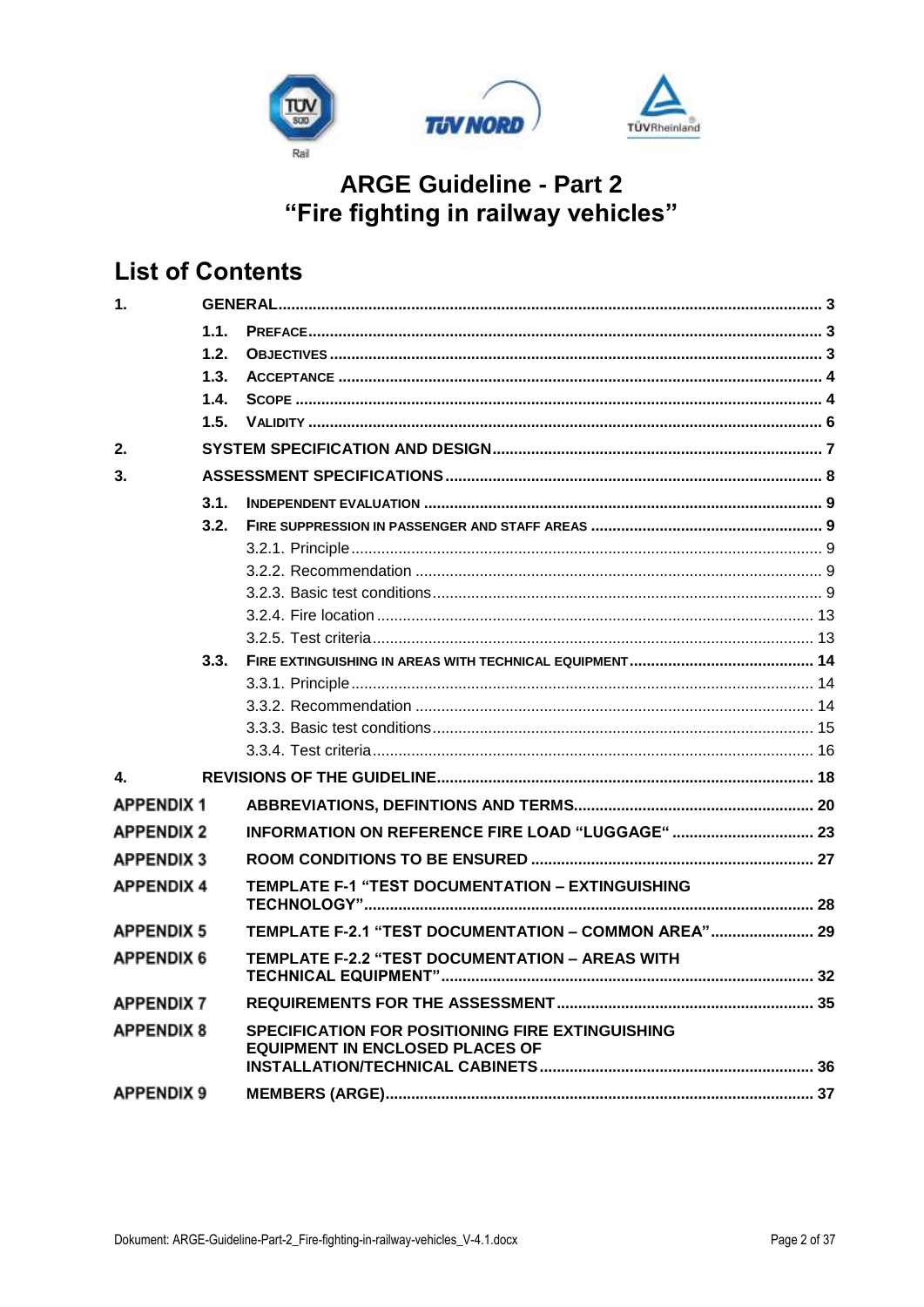# ARGE Guideline - Part 2
# "Fire fighting in railway vehicles"

## List of Contents

| | | |
|---|---|---|
| 1. | GENERAL | 3 |
| 1.1. | PREFACE | 3 |
| 1.2. | OBJECTIVES | 3 |
| 1.3. | ACCEPTANCE | 4 |
| 1.4. | SCOPE | 4 |
| 1.5. | VALIDITY | 6 |
| 2. | SYSTEM SPECIFICATION AND DESIGN | 7 |
| 3. | ASSESSMENT SPECIFICATIONS | 8 |
| 3.1. | INDEPENDENT EVALUATION | 9 |
| 3.2. | FIRE SUPPRESSION IN PASSENGER AND STAFF AREAS | 9 |
| | 3.2.1. Principle | 9 |
| | 3.2.2. Recommendation | 9 |
| | 3.2.3. Basic test conditions | 9 |
| | 3.2.4. Fire location | 13 |
| | 3.2.5. Test criteria | 13 |
| 3.3. | FIRE EXTINGUISHING IN AREAS WITH TECHNICAL EQUIPMENT | 14 |
| | 3.3.1. Principle | 14 |
| | 3.3.2. Recommendation | 14 |
| | 3.3.3. Basic test conditions | 15 |
| | 3.3.4. Test criteria | 16 |
| 4. | REVISIONS OF THE GUIDELINE | 18 |
| APPENDIX 1 | ABBREVIATIONS, DEFINTIONS AND TERMS | 20 |
| APPENDIX 2 | INFORMATION ON REFERENCE FIRE LOAD "LUGGAGE" | 23 |
| APPENDIX 3 | ROOM CONDITIONS TO BE ENSURED | 27 |
| APPENDIX 4 | TEMPLATE F-1 "TEST DOCUMENTATION – EXTINGUISHING TECHNOLOGY" | 28 |
| APPENDIX 5 | TEMPLATE F-2.1 "TEST DOCUMENTATION – COMMON AREA" | 29 |
| APPENDIX 6 | TEMPLATE F-2.2 "TEST DOCUMENTATION – AREAS WITH TECHNICAL EQUIPMENT" | 32 |
| APPENDIX 7 | REQUIREMENTS FOR THE ASSESSMENT | 35 |
| APPENDIX 8 | SPECIFICATION FOR POSITIONING FIRE EXTINGUISHING EQUIPMENT IN ENCLOSED PLACES OF INSTALLATION/TECHNICAL CABINETS | 36 |
| APPENDIX 9 | MEMBERS (ARGE) | 37 |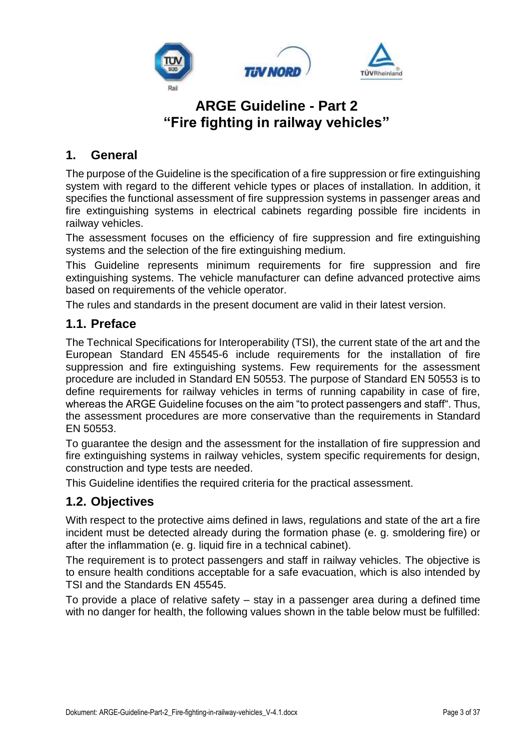# ARGE Guideline - Part 2
# “Fire fighting in railway vehicles”

## 1. General

The purpose of the Guideline is the specification of a fire suppression or fire extinguishing system with regard to the different vehicle types or places of installation. In addition, it specifies the functional assessment of fire suppression systems in passenger areas and fire extinguishing systems in electrical cabinets regarding possible fire incidents in railway vehicles.

The assessment focuses on the efficiency of fire suppression and fire extinguishing systems and the selection of the fire extinguishing medium.

This Guideline represents minimum requirements for fire suppression and fire extinguishing systems. The vehicle manufacturer can define advanced protective aims based on requirements of the vehicle operator.

The rules and standards in the present document are valid in their latest version.

## 1.1. Preface

The Technical Specifications for Interoperability (TSI), the current state of the art and the European Standard EN 45545-6 include requirements for the installation of fire suppression and fire extinguishing systems. Few requirements for the assessment procedure are included in Standard EN 50553. The purpose of Standard EN 50553 is to define requirements for railway vehicles in terms of running capability in case of fire, whereas the ARGE Guideline focuses on the aim “to protect passengers and staff“. Thus, the assessment procedures are more conservative than the requirements in Standard EN 50553.

To guarantee the design and the assessment for the installation of fire suppression and fire extinguishing systems in railway vehicles, system specific requirements for design, construction and type tests are needed.

This Guideline identifies the required criteria for the practical assessment.

## 1.2. Objectives

With respect to the protective aims defined in laws, regulations and state of the art a fire incident must be detected already during the formation phase (e. g. smoldering fire) or after the inflammation (e. g. liquid fire in a technical cabinet).

The requirement is to protect passengers and staff in railway vehicles. The objective is to ensure health conditions acceptable for a safe evacuation, which is also intended by TSI and the Standards EN 45545.

To provide a place of relative safety – stay in a passenger area during a defined time with no danger for health, the following values shown in the table below must be fulfilled: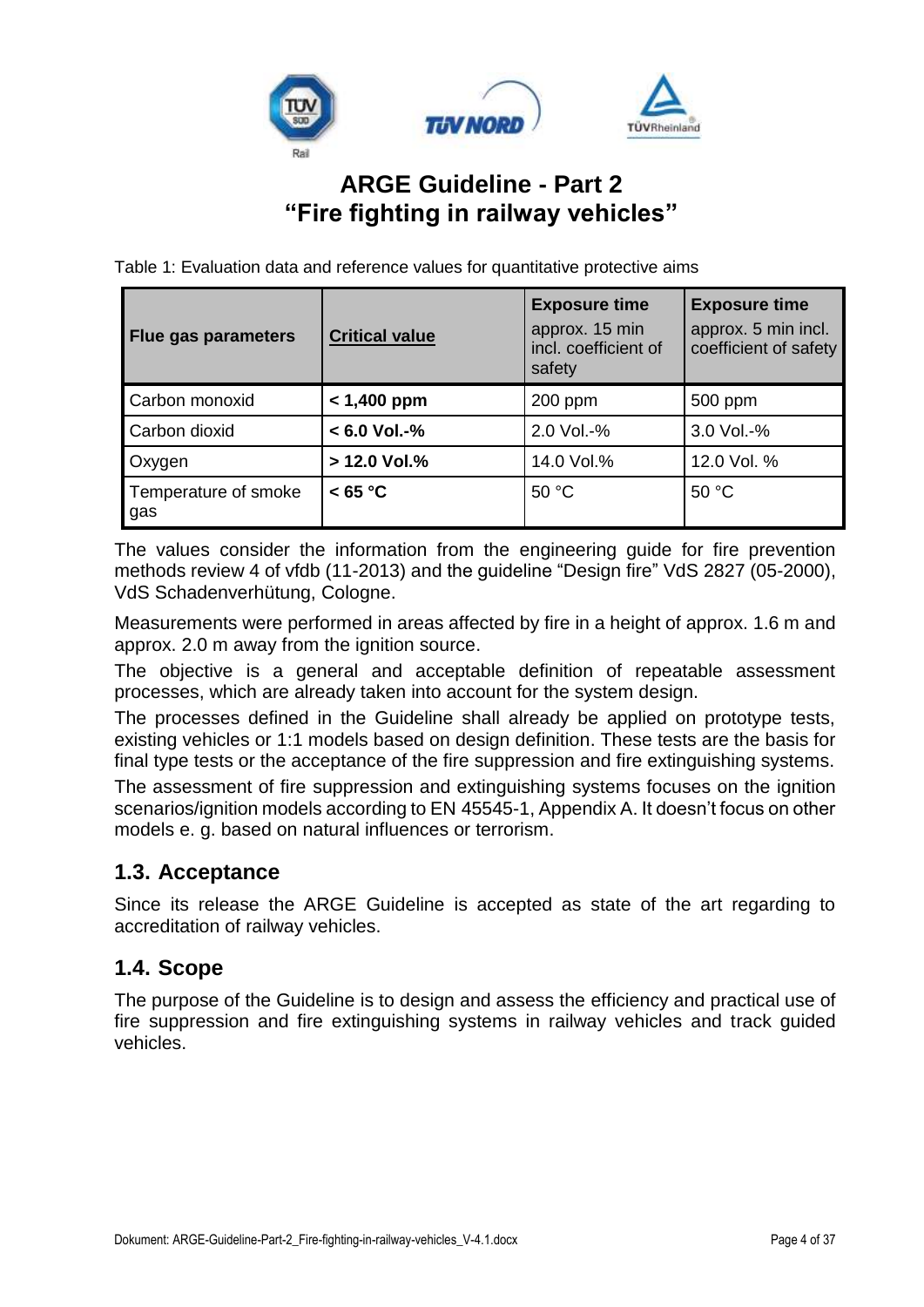# ARGE Guideline - Part 2
# "Fire fighting in railway vehicles"

Table 1: Evaluation data and reference values for quantitative protective aims

| **Flue gas parameters** | **Critical value** | **Exposure time** approx. 15 min incl. coefficient of safety | **Exposure time** approx. 5 min incl. coefficient of safety |
|---|---|---|---|
| Carbon monoxid | **< 1,400 ppm** | 200 ppm | 500 ppm |
| Carbon dioxid | **< 6.0 Vol.-%** | 2.0 Vol.-% | 3.0 Vol.-% |
| Oxygen | **> 12.0 Vol.%** | 14.0 Vol.% | 12.0 Vol. % |
| Temperature of smoke gas | **< 65 °C** | 50 °C | 50 °C |

The values consider the information from the engineering guide for fire prevention methods review 4 of vfdb (11-2013) and the guideline "Design fire" VdS 2827 (05-2000), VdS Schadenverhütung, Cologne.

Measurements were performed in areas affected by fire in a height of approx. 1.6 m and approx. 2.0 m away from the ignition source.

The objective is a general and acceptable definition of repeatable assessment processes, which are already taken into account for the system design.

The processes defined in the Guideline shall already be applied on prototype tests, existing vehicles or 1:1 models based on design definition. These tests are the basis for final type tests or the acceptance of the fire suppression and fire extinguishing systems.

The assessment of fire suppression and extinguishing systems focuses on the ignition scenarios/ignition models according to EN 45545-1, Appendix A. It doesn't focus on other models e. g. based on natural influences or terrorism.

## 1.3. Acceptance

Since its release the ARGE Guideline is accepted as state of the art regarding to accreditation of railway vehicles.

## 1.4. Scope

The purpose of the Guideline is to design and assess the efficiency and practical use of fire suppression and fire extinguishing systems in railway vehicles and track guided vehicles.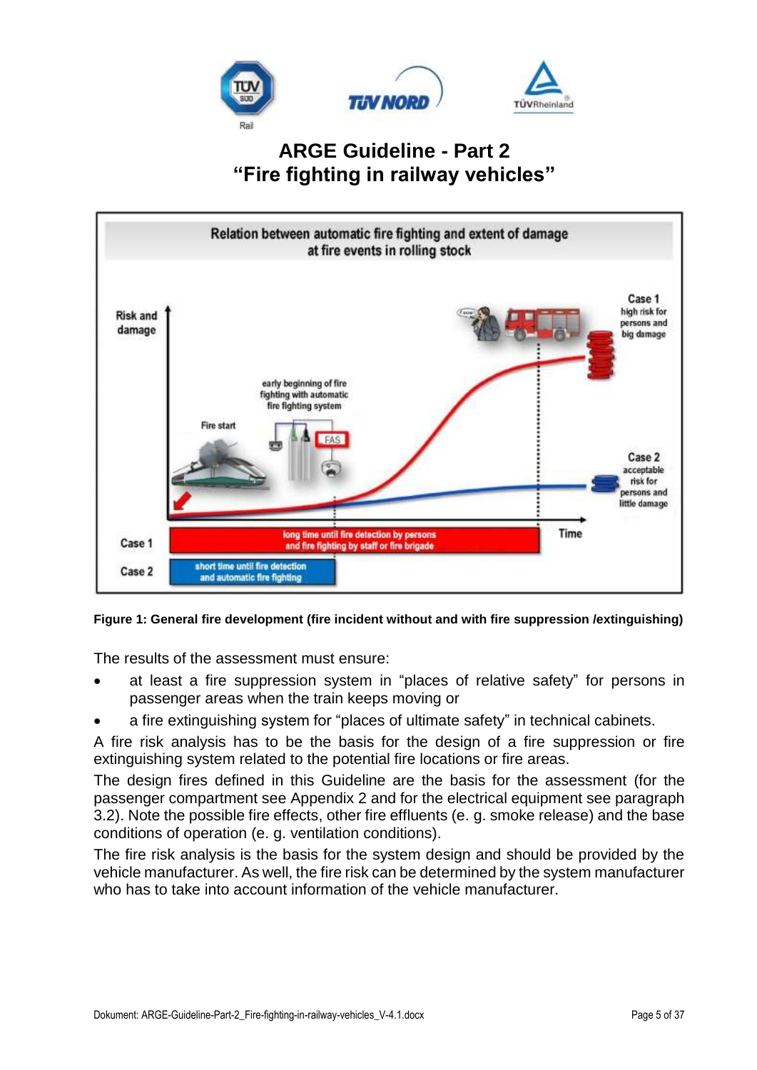# ARGE Guideline - Part 2
# “Fire fighting in railway vehicles”

Relation between automatic fire fighting and extent of damage at fire events in rolling stock

Risk and damage

Case 1 high risk for persons and big damage

early beginning of fire fighting with automatic fire fighting system

Fire start

FAS

Case 2 acceptable risk for persons and little damage

Time

Case 1 — long time until fire detection by persons and fire fighting by staff or fire brigade

Case 2 — short time until fire detection and automatic fire fighting

**Figure 1: General fire development (fire incident without and with fire suppression /extinguishing)**

The results of the assessment must ensure:

- at least a fire suppression system in “places of relative safety” for persons in passenger areas when the train keeps moving or
- a fire extinguishing system for “places of ultimate safety” in technical cabinets.

A fire risk analysis has to be the basis for the design of a fire suppression or fire extinguishing system related to the potential fire locations or fire areas.

The design fires defined in this Guideline are the basis for the assessment (for the passenger compartment see Appendix 2 and for the electrical equipment see paragraph 3.2). Note the possible fire effects, other fire effluents (e. g. smoke release) and the base conditions of operation (e. g. ventilation conditions).

The fire risk analysis is the basis for the system design and should be provided by the vehicle manufacturer. As well, the fire risk can be determined by the system manufacturer who has to take into account information of the vehicle manufacturer.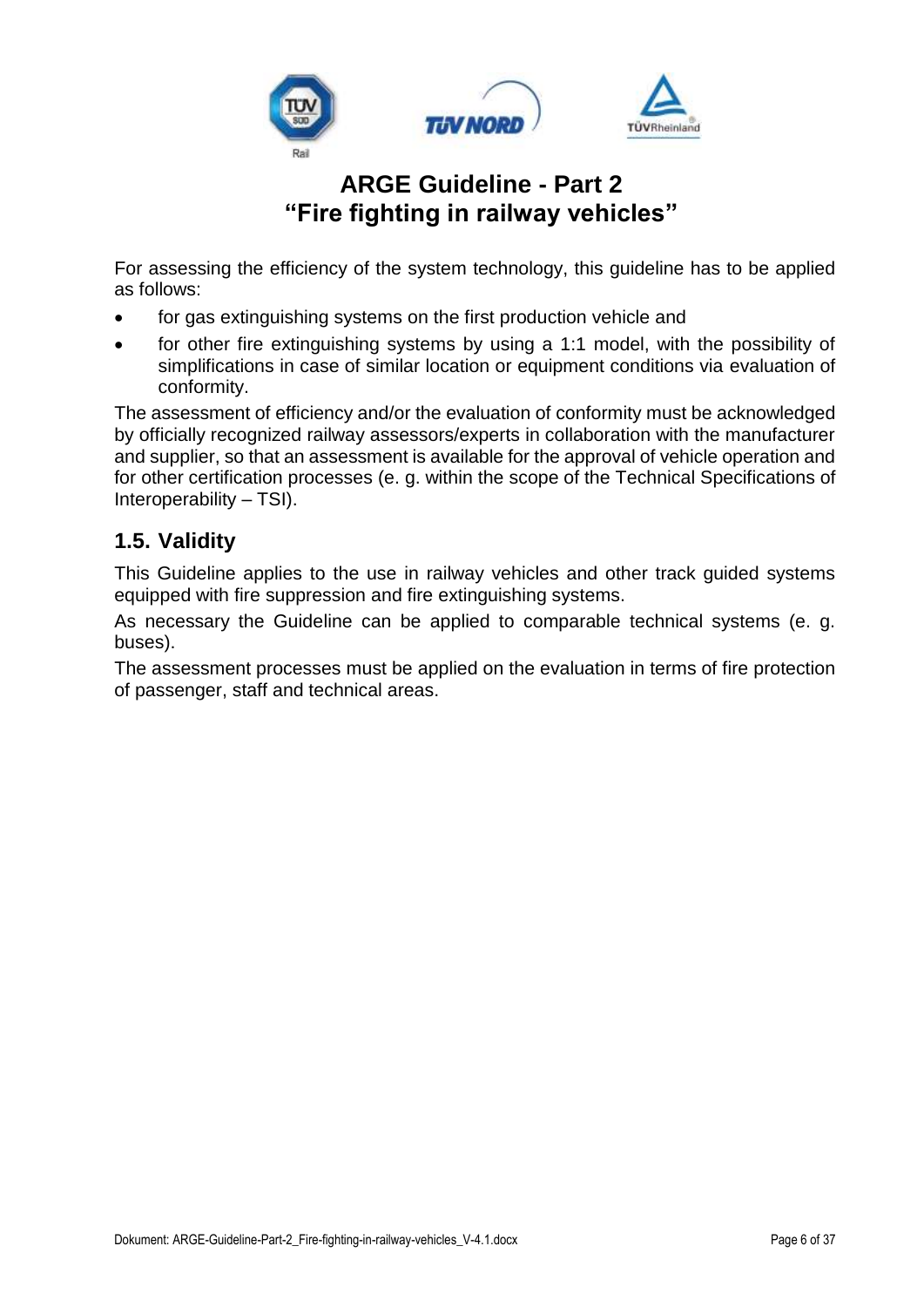For assessing the efficiency of the system technology, this guideline has to be applied as follows:

- for gas extinguishing systems on the first production vehicle and
- for other fire extinguishing systems by using a 1:1 model, with the possibility of simplifications in case of similar location or equipment conditions via evaluation of conformity.

The assessment of efficiency and/or the evaluation of conformity must be acknowledged by officially recognized railway assessors/experts in collaboration with the manufacturer and supplier, so that an assessment is available for the approval of vehicle operation and for other certification processes (e. g. within the scope of the Technical Specifications of Interoperability – TSI).

## 1.5. Validity

This Guideline applies to the use in railway vehicles and other track guided systems equipped with fire suppression and fire extinguishing systems.

As necessary the Guideline can be applied to comparable technical systems (e. g. buses).

The assessment processes must be applied on the evaluation in terms of fire protection of passenger, staff and technical areas.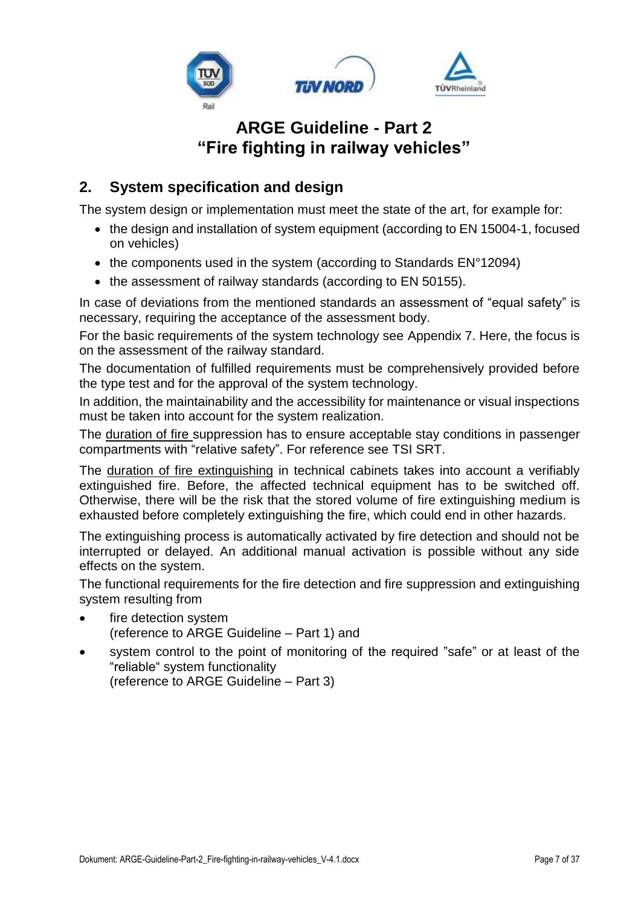## 2. System specification and design

The system design or implementation must meet the state of the art, for example for:

- the design and installation of system equipment (according to EN 15004-1, focused on vehicles)
- the components used in the system (according to Standards EN°12094)
- the assessment of railway standards (according to EN 50155).

In case of deviations from the mentioned standards an assessment of "equal safety" is necessary, requiring the acceptance of the assessment body.

For the basic requirements of the system technology see Appendix 7. Here, the focus is on the assessment of the railway standard.

The documentation of fulfilled requirements must be comprehensively provided before the type test and for the approval of the system technology.

In addition, the maintainability and the accessibility for maintenance or visual inspections must be taken into account for the system realization.

The duration of fire suppression has to ensure acceptable stay conditions in passenger compartments with "relative safety". For reference see TSI SRT.

The duration of fire extinguishing in technical cabinets takes into account a verifiably extinguished fire. Before, the affected technical equipment has to be switched off. Otherwise, there will be the risk that the stored volume of fire extinguishing medium is exhausted before completely extinguishing the fire, which could end in other hazards.

The extinguishing process is automatically activated by fire detection and should not be interrupted or delayed. An additional manual activation is possible without any side effects on the system.

The functional requirements for the fire detection and fire suppression and extinguishing system resulting from

- fire detection system
  (reference to ARGE Guideline – Part 1) and
- system control to the point of monitoring of the required "safe" or at least of the "reliable" system functionality
  (reference to ARGE Guideline – Part 3)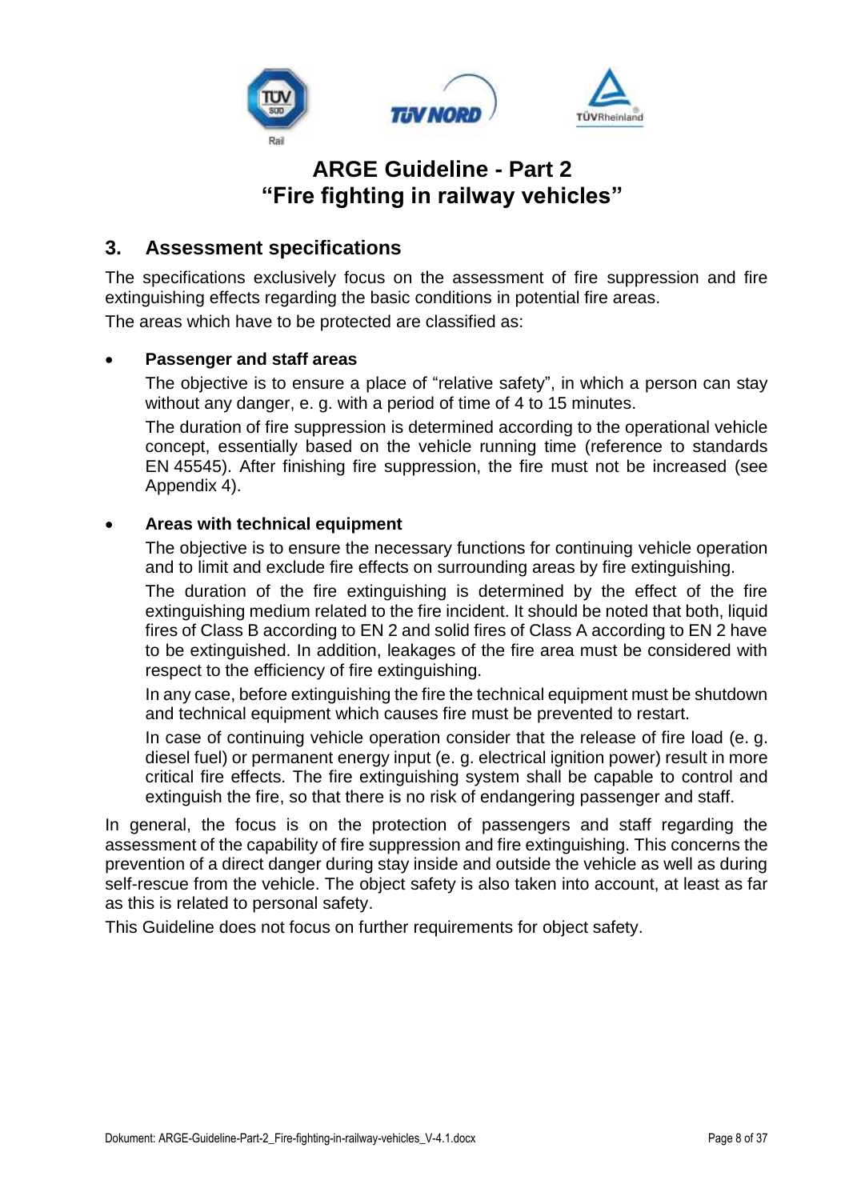## 3. Assessment specifications

The specifications exclusively focus on the assessment of fire suppression and fire extinguishing effects regarding the basic conditions in potential fire areas.

The areas which have to be protected are classified as:

- **Passenger and staff areas**

  The objective is to ensure a place of "relative safety", in which a person can stay without any danger, e. g. with a period of time of 4 to 15 minutes.

  The duration of fire suppression is determined according to the operational vehicle concept, essentially based on the vehicle running time (reference to standards EN 45545). After finishing fire suppression, the fire must not be increased (see Appendix 4).

- **Areas with technical equipment**

  The objective is to ensure the necessary functions for continuing vehicle operation and to limit and exclude fire effects on surrounding areas by fire extinguishing.

  The duration of the fire extinguishing is determined by the effect of the fire extinguishing medium related to the fire incident. It should be noted that both, liquid fires of Class B according to EN 2 and solid fires of Class A according to EN 2 have to be extinguished. In addition, leakages of the fire area must be considered with respect to the efficiency of fire extinguishing.

  In any case, before extinguishing the fire the technical equipment must be shutdown and technical equipment which causes fire must be prevented to restart.

  In case of continuing vehicle operation consider that the release of fire load (e. g. diesel fuel) or permanent energy input (e. g. electrical ignition power) result in more critical fire effects. The fire extinguishing system shall be capable to control and extinguish the fire, so that there is no risk of endangering passenger and staff.

In general, the focus is on the protection of passengers and staff regarding the assessment of the capability of fire suppression and fire extinguishing. This concerns the prevention of a direct danger during stay inside and outside the vehicle as well as during self-rescue from the vehicle. The object safety is also taken into account, at least as far as this is related to personal safety.

This Guideline does not focus on further requirements for object safety.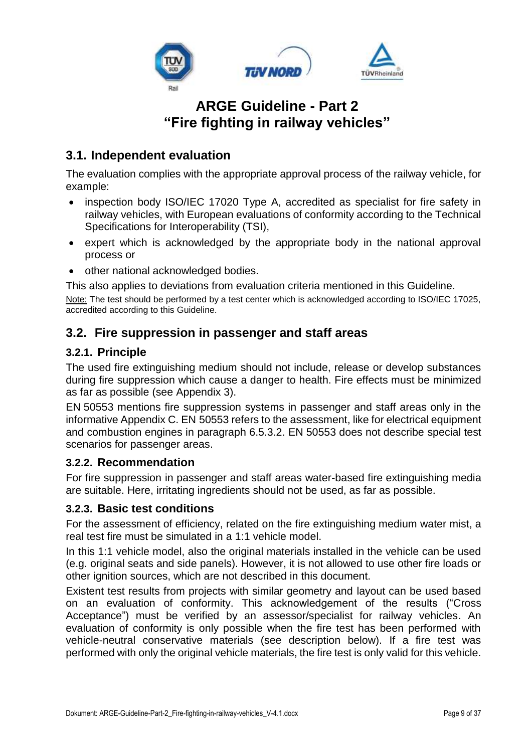## 3.1. Independent evaluation

The evaluation complies with the appropriate approval process of the railway vehicle, for example:

- inspection body ISO/IEC 17020 Type A, accredited as specialist for fire safety in railway vehicles, with European evaluations of conformity according to the Technical Specifications for Interoperability (TSI),
- expert which is acknowledged by the appropriate body in the national approval process or
- other national acknowledged bodies.

This also applies to deviations from evaluation criteria mentioned in this Guideline.

Note: The test should be performed by a test center which is acknowledged according to ISO/IEC 17025, accredited according to this Guideline.

## 3.2. Fire suppression in passenger and staff areas

### 3.2.1. Principle

The used fire extinguishing medium should not include, release or develop substances during fire suppression which cause a danger to health. Fire effects must be minimized as far as possible (see Appendix 3).

EN 50553 mentions fire suppression systems in passenger and staff areas only in the informative Appendix C. EN 50553 refers to the assessment, like for electrical equipment and combustion engines in paragraph 6.5.3.2. EN 50553 does not describe special test scenarios for passenger areas.

### 3.2.2. Recommendation

For fire suppression in passenger and staff areas water-based fire extinguishing media are suitable. Here, irritating ingredients should not be used, as far as possible.

### 3.2.3. Basic test conditions

For the assessment of efficiency, related on the fire extinguishing medium water mist, a real test fire must be simulated in a 1:1 vehicle model.

In this 1:1 vehicle model, also the original materials installed in the vehicle can be used (e.g. original seats and side panels). However, it is not allowed to use other fire loads or other ignition sources, which are not described in this document.

Existent test results from projects with similar geometry and layout can be used based on an evaluation of conformity. This acknowledgement of the results ("Cross Acceptance") must be verified by an assessor/specialist for railway vehicles. An evaluation of conformity is only possible when the fire test has been performed with vehicle-neutral conservative materials (see description below). If a fire test was performed with only the original vehicle materials, the fire test is only valid for this vehicle.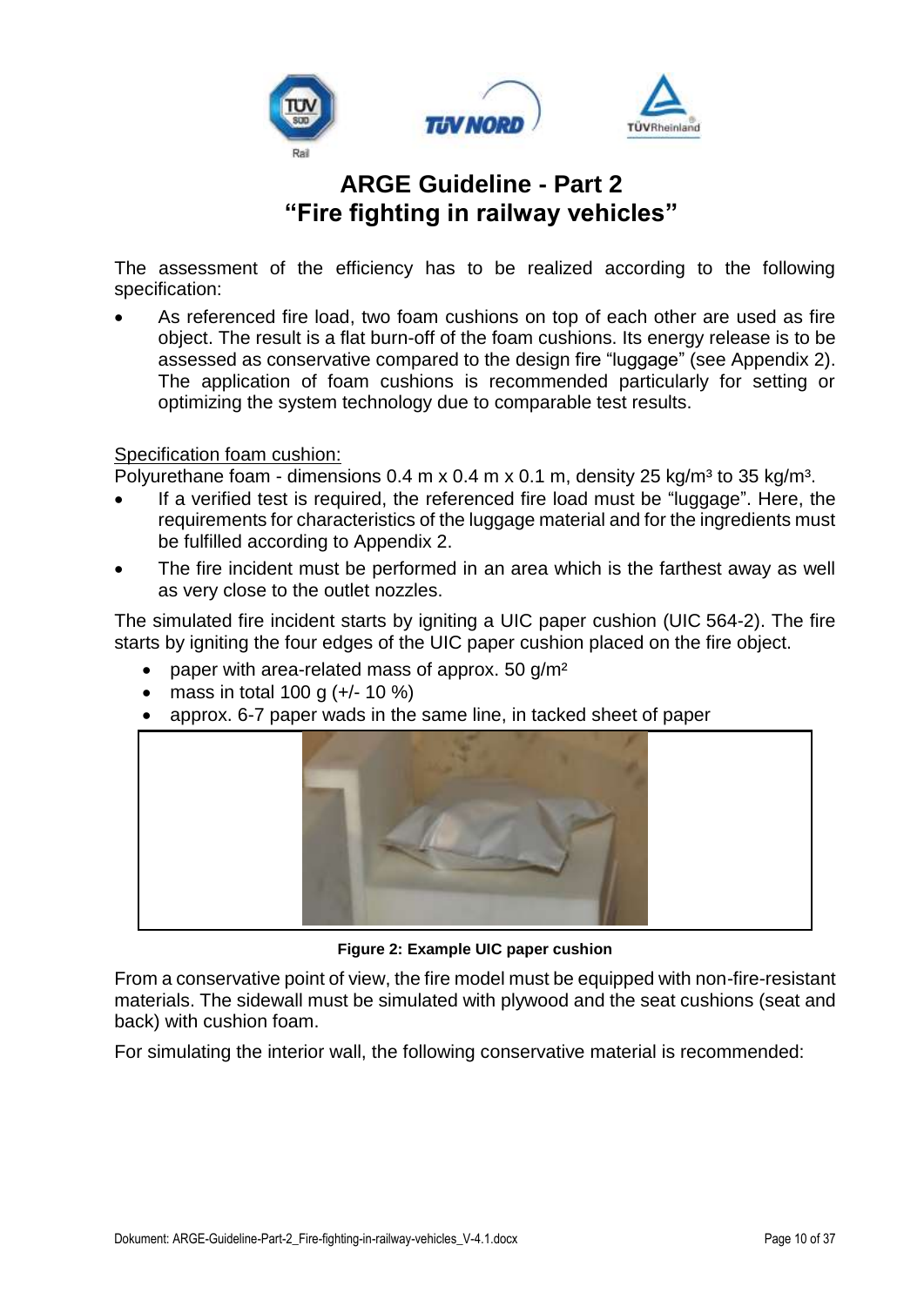The assessment of the efficiency has to be realized according to the following specification:

- As referenced fire load, two foam cushions on top of each other are used as fire object. The result is a flat burn-off of the foam cushions. Its energy release is to be assessed as conservative compared to the design fire "luggage" (see Appendix 2). The application of foam cushions is recommended particularly for setting or optimizing the system technology due to comparable test results.

Specification foam cushion:
Polyurethane foam - dimensions 0.4 m x 0.4 m x 0.1 m, density 25 kg/m³ to 35 kg/m³.

- If a verified test is required, the referenced fire load must be "luggage". Here, the requirements for characteristics of the luggage material and for the ingredients must be fulfilled according to Appendix 2.
- The fire incident must be performed in an area which is the farthest away as well as very close to the outlet nozzles.

The simulated fire incident starts by igniting a UIC paper cushion (UIC 564-2). The fire starts by igniting the four edges of the UIC paper cushion placed on the fire object.

- paper with area-related mass of approx. 50 g/m²
- mass in total 100 g (+/- 10 %)
- approx. 6-7 paper wads in the same line, in tacked sheet of paper

**Figure 2: Example UIC paper cushion**

From a conservative point of view, the fire model must be equipped with non-fire-resistant materials. The sidewall must be simulated with plywood and the seat cushions (seat and back) with cushion foam.

For simulating the interior wall, the following conservative material is recommended: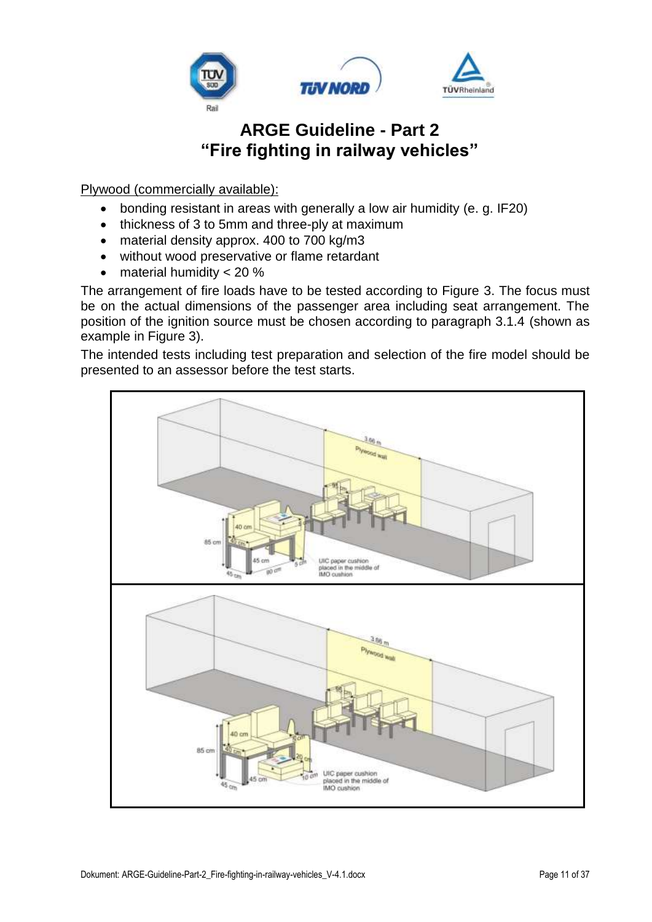Plywood (commercially available):

- bonding resistant in areas with generally a low air humidity (e. g. IF20)
- thickness of 3 to 5mm and three-ply at maximum
- material density approx. 400 to 700 kg/m3
- without wood preservative or flame retardant
- material humidity < 20 %

The arrangement of fire loads have to be tested according to Figure 3. The focus must be on the actual dimensions of the passenger area including seat arrangement. The position of the ignition source must be chosen according to paragraph 3.1.4 (shown as example in Figure 3).

The intended tests including test preparation and selection of the fire model should be presented to an assessor before the test starts.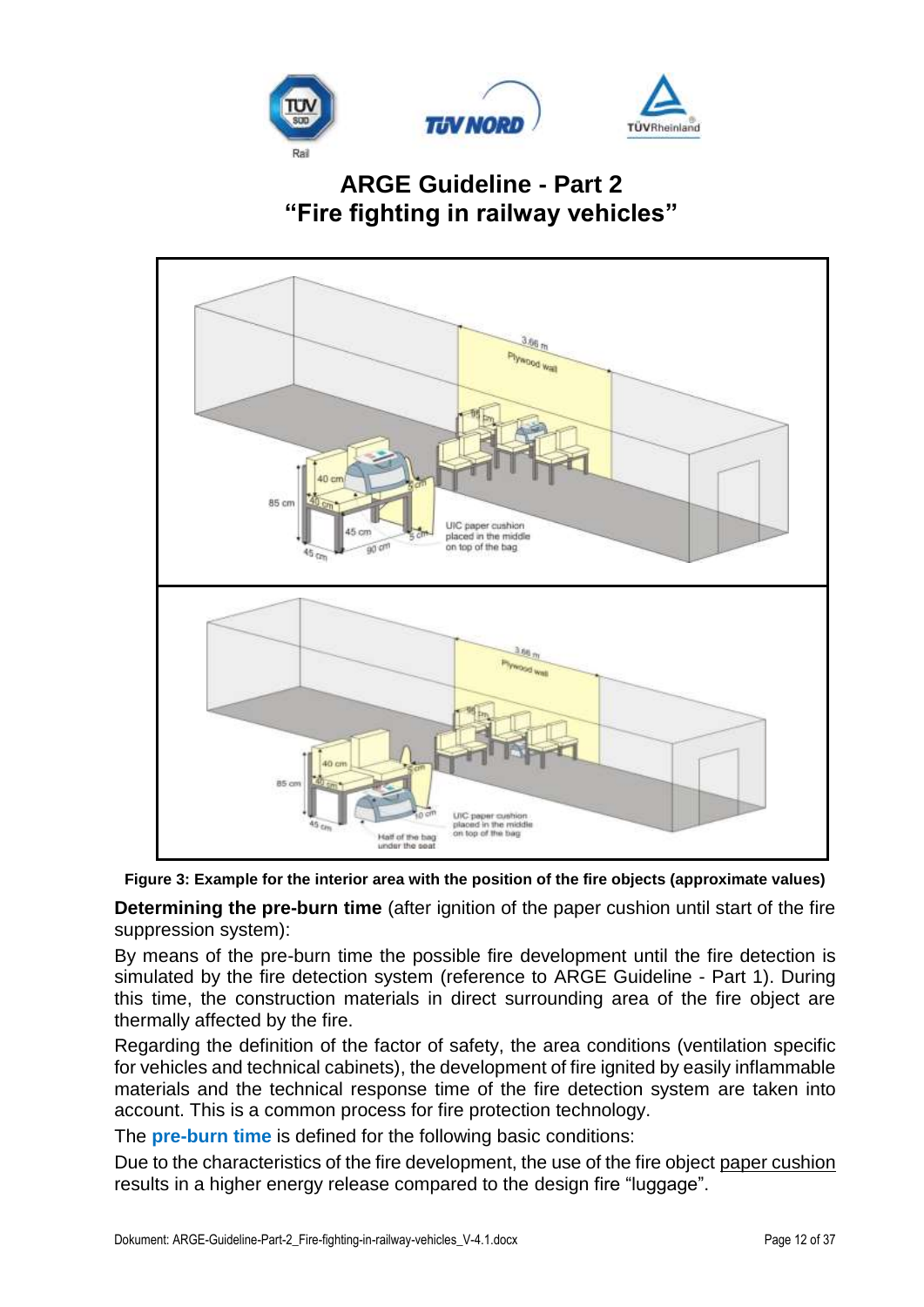Figure 3: Example for the interior area with the position of the fire objects (approximate values)

**Determining the pre-burn time** (after ignition of the paper cushion until start of the fire suppression system):

By means of the pre-burn time the possible fire development until the fire detection is simulated by the fire detection system (reference to ARGE Guideline - Part 1). During this time, the construction materials in direct surrounding area of the fire object are thermally affected by the fire.

Regarding the definition of the factor of safety, the area conditions (ventilation specific for vehicles and technical cabinets), the development of fire ignited by easily inflammable materials and the technical response time of the fire detection system are taken into account. This is a common process for fire protection technology.

The **pre-burn time** is defined for the following basic conditions:

Due to the characteristics of the fire development, the use of the fire object paper cushion results in a higher energy release compared to the design fire "luggage".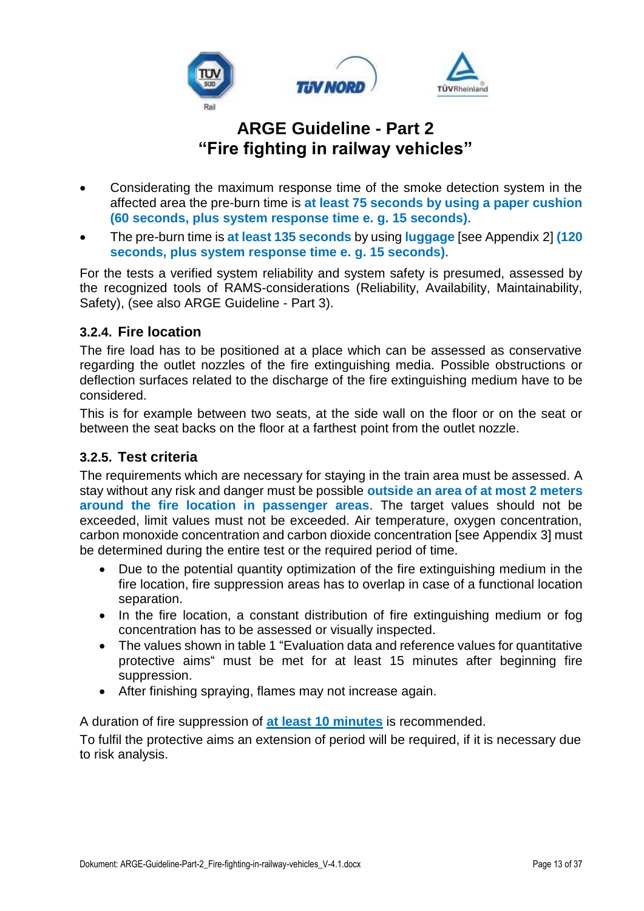- Considerating the maximum response time of the smoke detection system in the affected area the pre-burn time is **at least 75 seconds by using a paper cushion (60 seconds, plus system response time e. g. 15 seconds)**.
- The pre-burn time is **at least 135 seconds** by using **luggage** [see Appendix 2] **(120 seconds, plus system response time e. g. 15 seconds)**.

For the tests a verified system reliability and system safety is presumed, assessed by the recognized tools of RAMS-considerations (Reliability, Availability, Maintainability, Safety), (see also ARGE Guideline - Part 3).

### 3.2.4. Fire location

The fire load has to be positioned at a place which can be assessed as conservative regarding the outlet nozzles of the fire extinguishing media. Possible obstructions or deflection surfaces related to the discharge of the fire extinguishing medium have to be considered.

This is for example between two seats, at the side wall on the floor or on the seat or between the seat backs on the floor at a farthest point from the outlet nozzle.

### 3.2.5. Test criteria

The requirements which are necessary for staying in the train area must be assessed. A stay without any risk and danger must be possible **outside an area of at most 2 meters around the fire location in passenger areas**. The target values should not be exceeded, limit values must not be exceeded. Air temperature, oxygen concentration, carbon monoxide concentration and carbon dioxide concentration [see Appendix 3] must be determined during the entire test or the required period of time.

- Due to the potential quantity optimization of the fire extinguishing medium in the fire location, fire suppression areas has to overlap in case of a functional location separation.
- In the fire location, a constant distribution of fire extinguishing medium or fog concentration has to be assessed or visually inspected.
- The values shown in table 1 "Evaluation data and reference values for quantitative protective aims" must be met for at least 15 minutes after beginning fire suppression.
- After finishing spraying, flames may not increase again.

A duration of fire suppression of **at least 10 minutes** is recommended.

To fulfil the protective aims an extension of period will be required, if it is necessary due to risk analysis.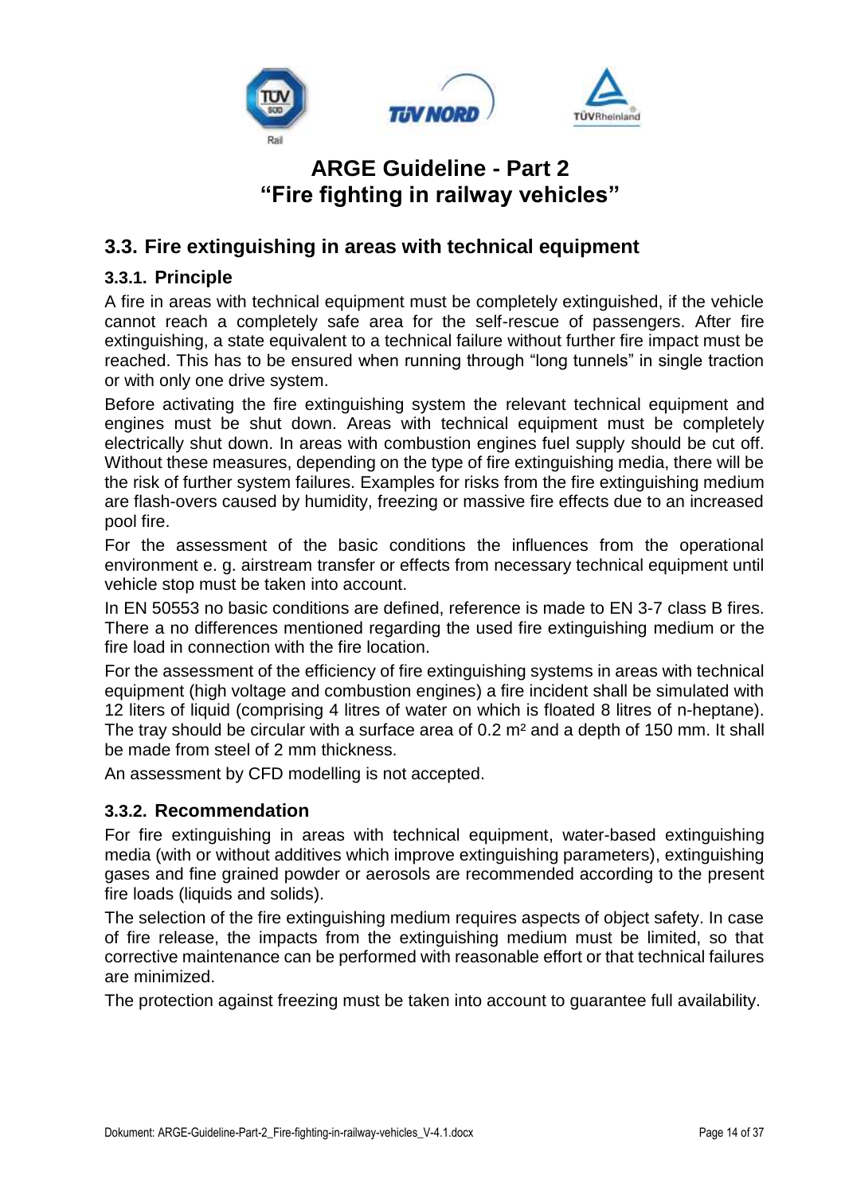## 3.3. Fire extinguishing in areas with technical equipment

### 3.3.1. Principle

A fire in areas with technical equipment must be completely extinguished, if the vehicle cannot reach a completely safe area for the self-rescue of passengers. After fire extinguishing, a state equivalent to a technical failure without further fire impact must be reached. This has to be ensured when running through "long tunnels" in single traction or with only one drive system.

Before activating the fire extinguishing system the relevant technical equipment and engines must be shut down. Areas with technical equipment must be completely electrically shut down. In areas with combustion engines fuel supply should be cut off. Without these measures, depending on the type of fire extinguishing media, there will be the risk of further system failures. Examples for risks from the fire extinguishing medium are flash-overs caused by humidity, freezing or massive fire effects due to an increased pool fire.

For the assessment of the basic conditions the influences from the operational environment e. g. airstream transfer or effects from necessary technical equipment until vehicle stop must be taken into account.

In EN 50553 no basic conditions are defined, reference is made to EN 3-7 class B fires. There a no differences mentioned regarding the used fire extinguishing medium or the fire load in connection with the fire location.

For the assessment of the efficiency of fire extinguishing systems in areas with technical equipment (high voltage and combustion engines) a fire incident shall be simulated with 12 liters of liquid (comprising 4 litres of water on which is floated 8 litres of n-heptane). The tray should be circular with a surface area of 0.2 m² and a depth of 150 mm. It shall be made from steel of 2 mm thickness.

An assessment by CFD modelling is not accepted.

### 3.3.2. Recommendation

For fire extinguishing in areas with technical equipment, water-based extinguishing media (with or without additives which improve extinguishing parameters), extinguishing gases and fine grained powder or aerosols are recommended according to the present fire loads (liquids and solids).

The selection of the fire extinguishing medium requires aspects of object safety. In case of fire release, the impacts from the extinguishing medium must be limited, so that corrective maintenance can be performed with reasonable effort or that technical failures are minimized.

The protection against freezing must be taken into account to guarantee full availability.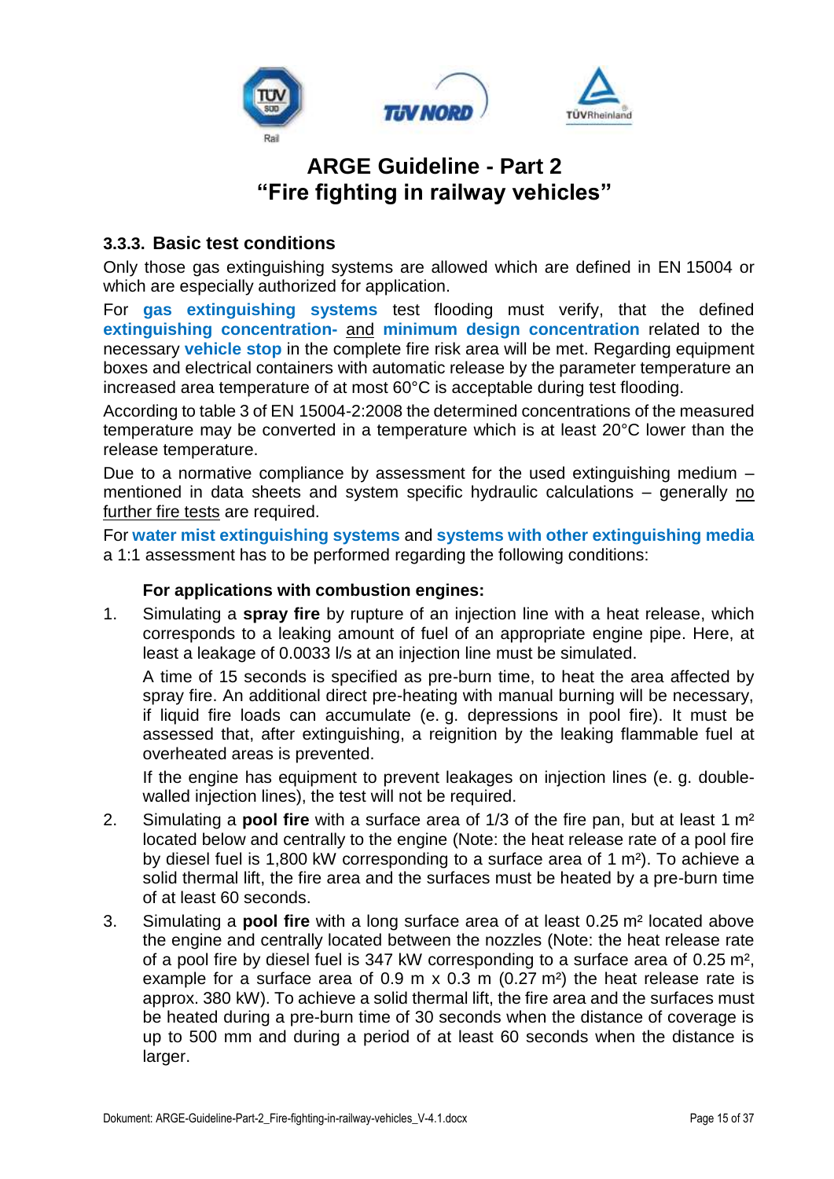### 3.3.3. Basic test conditions

Only those gas extinguishing systems are allowed which are defined in EN 15004 or which are especially authorized for application.

For **gas extinguishing systems** test flooding must verify, that the defined **extinguishing concentration-** and **minimum design concentration** related to the necessary **vehicle stop** in the complete fire risk area will be met. Regarding equipment boxes and electrical containers with automatic release by the parameter temperature an increased area temperature of at most 60°C is acceptable during test flooding.

According to table 3 of EN 15004-2:2008 the determined concentrations of the measured temperature may be converted in a temperature which is at least 20°C lower than the release temperature.

Due to a normative compliance by assessment for the used extinguishing medium – mentioned in data sheets and system specific hydraulic calculations – generally no further fire tests are required.

For **water mist extinguishing systems** and **systems with other extinguishing media** a 1:1 assessment has to be performed regarding the following conditions:

**For applications with combustion engines:**

1. Simulating a **spray fire** by rupture of an injection line with a heat release, which corresponds to a leaking amount of fuel of an appropriate engine pipe. Here, at least a leakage of 0.0033 l/s at an injection line must be simulated.

   A time of 15 seconds is specified as pre-burn time, to heat the area affected by spray fire. An additional direct pre-heating with manual burning will be necessary, if liquid fire loads can accumulate (e. g. depressions in pool fire). It must be assessed that, after extinguishing, a reignition by the leaking flammable fuel at overheated areas is prevented.

   If the engine has equipment to prevent leakages on injection lines (e. g. double-walled injection lines), the test will not be required.

2. Simulating a **pool fire** with a surface area of 1/3 of the fire pan, but at least 1 m² located below and centrally to the engine (Note: the heat release rate of a pool fire by diesel fuel is 1,800 kW corresponding to a surface area of 1 m²). To achieve a solid thermal lift, the fire area and the surfaces must be heated by a pre-burn time of at least 60 seconds.

3. Simulating a **pool fire** with a long surface area of at least 0.25 m² located above the engine and centrally located between the nozzles (Note: the heat release rate of a pool fire by diesel fuel is 347 kW corresponding to a surface area of 0.25 m², example for a surface area of 0.9 m x 0.3 m (0.27 m²) the heat release rate is approx. 380 kW). To achieve a solid thermal lift, the fire area and the surfaces must be heated during a pre-burn time of 30 seconds when the distance of coverage is up to 500 mm and during a period of at least 60 seconds when the distance is larger.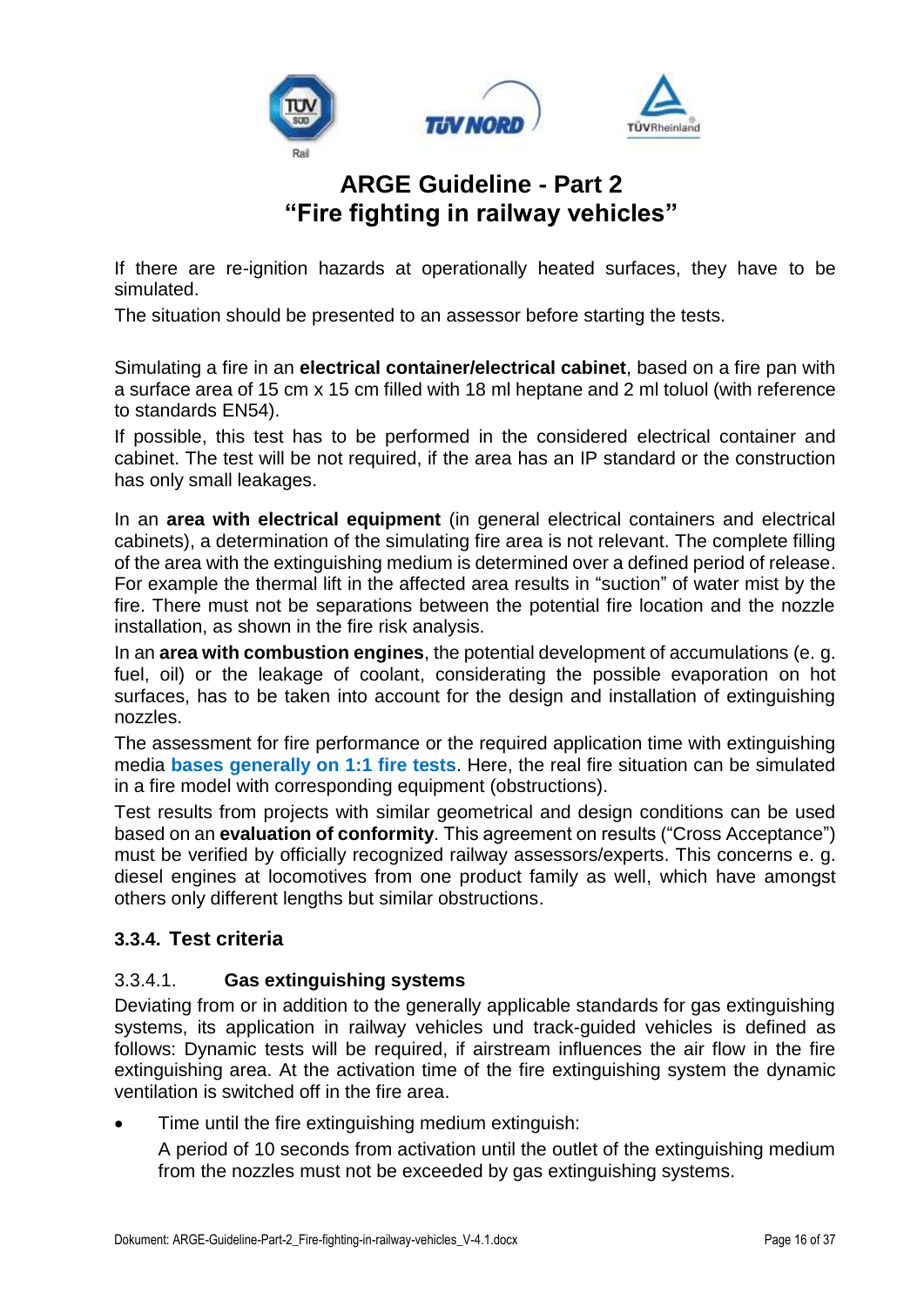If there are re-ignition hazards at operationally heated surfaces, they have to be simulated.
The situation should be presented to an assessor before starting the tests.

Simulating a fire in an **electrical container/electrical cabinet**, based on a fire pan with a surface area of 15 cm x 15 cm filled with 18 ml heptane and 2 ml toluol (with reference to standards EN54).
If possible, this test has to be performed in the considered electrical container and cabinet. The test will be not required, if the area has an IP standard or the construction has only small leakages.

In an **area with electrical equipment** (in general electrical containers and electrical cabinets), a determination of the simulating fire area is not relevant. The complete filling of the area with the extinguishing medium is determined over a defined period of release. For example the thermal lift in the affected area results in "suction" of water mist by the fire. There must not be separations between the potential fire location and the nozzle installation, as shown in the fire risk analysis.
In an **area with combustion engines**, the potential development of accumulations (e. g. fuel, oil) or the leakage of coolant, considering the possible evaporation on hot surfaces, has to be taken into account for the design and installation of extinguishing nozzles.
The assessment for fire performance or the required application time with extinguishing media **bases generally on 1:1 fire tests**. Here, the real fire situation can be simulated in a fire model with corresponding equipment (obstructions).
Test results from projects with similar geometrical and design conditions can be used based on an **evaluation of conformity**. This agreement on results ("Cross Acceptance") must be verified by officially recognized railway assessors/experts. This concerns e. g. diesel engines at locomotives from one product family as well, which have amongst others only different lengths but similar obstructions.

### 3.3.4. Test criteria

#### 3.3.4.1. Gas extinguishing systems

Deviating from or in addition to the generally applicable standards for gas extinguishing systems, its application in railway vehicles und track-guided vehicles is defined as follows: Dynamic tests will be required, if airstream influences the air flow in the fire extinguishing area. At the activation time of the fire extinguishing system the dynamic ventilation is switched off in the fire area.

- Time until the fire extinguishing medium extinguish:
  A period of 10 seconds from activation until the outlet of the extinguishing medium from the nozzles must not be exceeded by gas extinguishing systems.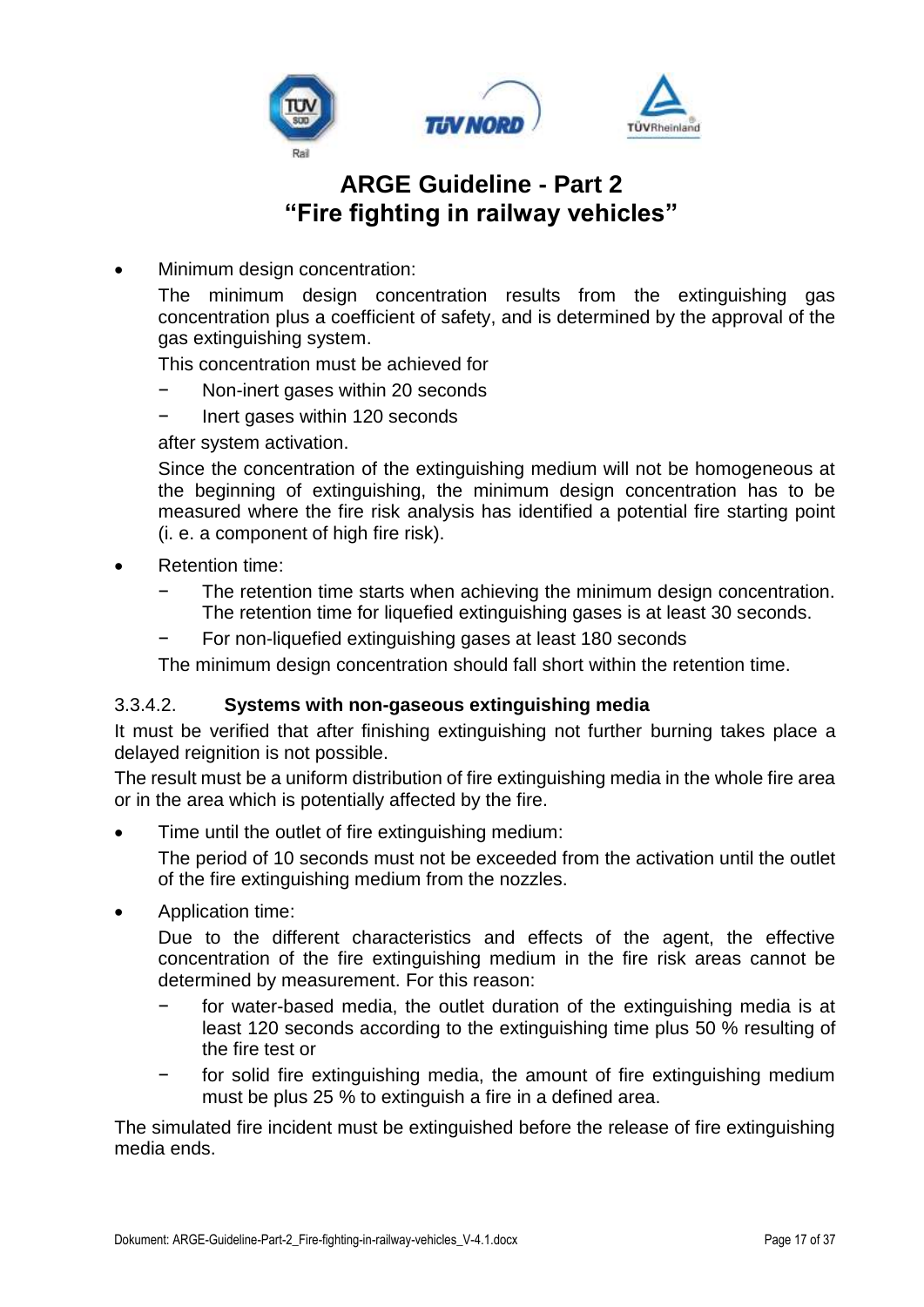- Minimum design concentration:

  The minimum design concentration results from the extinguishing gas concentration plus a coefficient of safety, and is determined by the approval of the gas extinguishing system.

  This concentration must be achieved for

  − Non-inert gases within 20 seconds

  − Inert gases within 120 seconds

  after system activation.

  Since the concentration of the extinguishing medium will not be homogeneous at the beginning of extinguishing, the minimum design concentration has to be measured where the fire risk analysis has identified a potential fire starting point (i. e. a component of high fire risk).

- Retention time:

  − The retention time starts when achieving the minimum design concentration. The retention time for liquefied extinguishing gases is at least 30 seconds.

  − For non-liquefied extinguishing gases at least 180 seconds

  The minimum design concentration should fall short within the retention time.

### 3.3.4.2. Systems with non-gaseous extinguishing media

It must be verified that after finishing extinguishing not further burning takes place a delayed reignition is not possible.

The result must be a uniform distribution of fire extinguishing media in the whole fire area or in the area which is potentially affected by the fire.

- Time until the outlet of fire extinguishing medium:

  The period of 10 seconds must not be exceeded from the activation until the outlet of the fire extinguishing medium from the nozzles.

- Application time:

  Due to the different characteristics and effects of the agent, the effective concentration of the fire extinguishing medium in the fire risk areas cannot be determined by measurement. For this reason:

  − for water-based media, the outlet duration of the extinguishing media is at least 120 seconds according to the extinguishing time plus 50 % resulting of the fire test or

  − for solid fire extinguishing media, the amount of fire extinguishing medium must be plus 25 % to extinguish a fire in a defined area.

The simulated fire incident must be extinguished before the release of fire extinguishing media ends.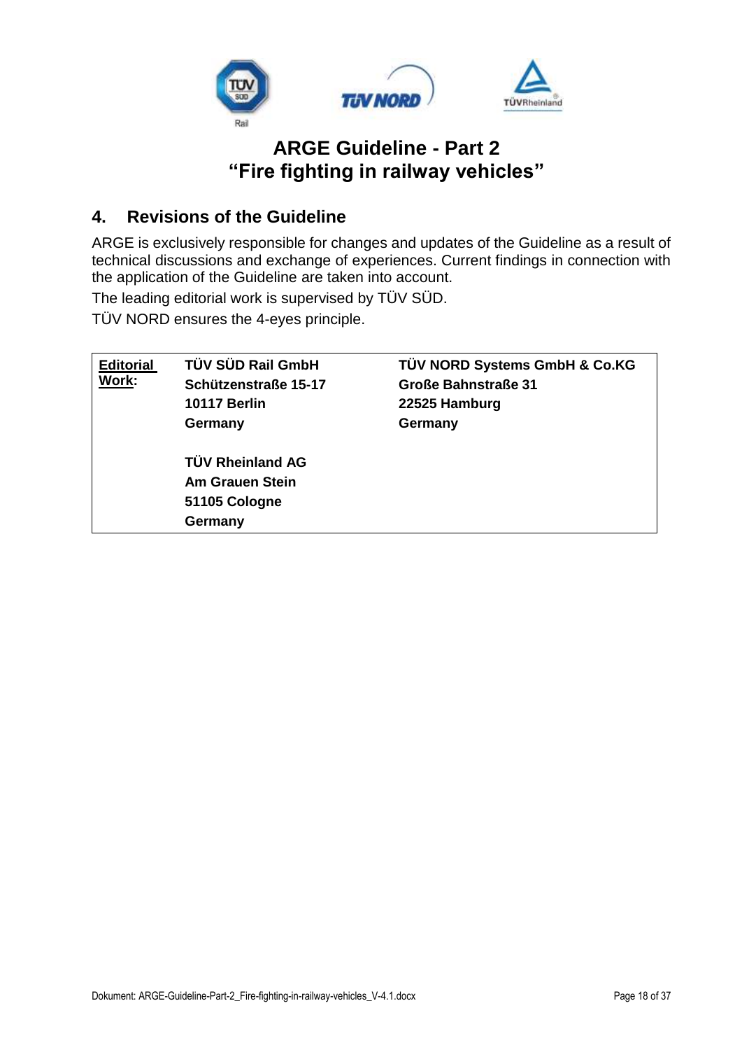## 4. Revisions of the Guideline

ARGE is exclusively responsible for changes and updates of the Guideline as a result of technical discussions and exchange of experiences. Current findings in connection with the application of the Guideline are taken into account.

The leading editorial work is supervised by TÜV SÜD.

TÜV NORD ensures the 4-eyes principle.

| **Editorial Work:** | **TÜV SÜD Rail GmbH**<br>**Schützenstraße 15-17**<br>**10117 Berlin**<br>**Germany** | **TÜV NORD Systems GmbH & Co.KG**<br>**Große Bahnstraße 31**<br>**22525 Hamburg**<br>**Germany** |
|---|---|---|
| | **TÜV Rheinland AG**<br>**Am Grauen Stein**<br>**51105 Cologne**<br>**Germany** | |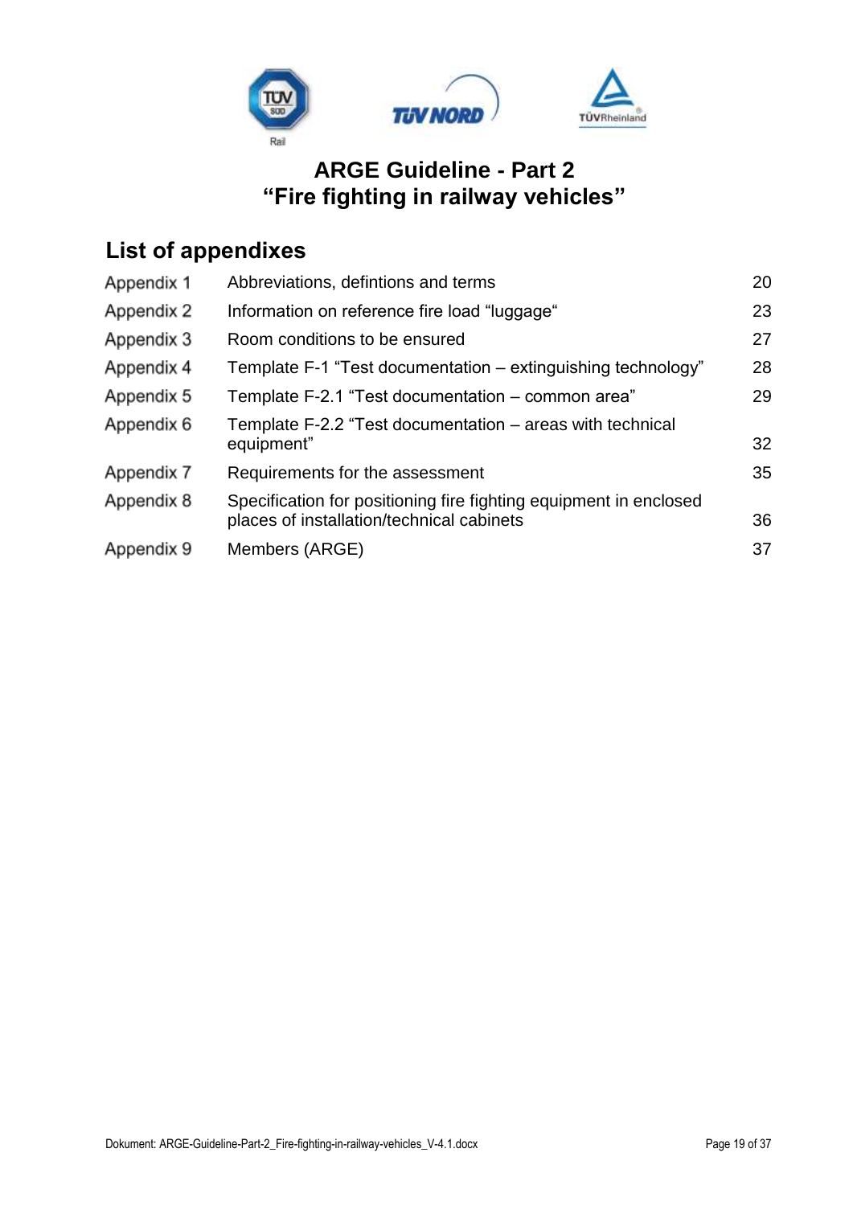# ARGE Guideline - Part 2
# "Fire fighting in railway vehicles"

## List of appendixes

| | | |
|---|---|---|
| Appendix 1 | Abbreviations, defintions and terms | 20 |
| Appendix 2 | Information on reference fire load "luggage" | 23 |
| Appendix 3 | Room conditions to be ensured | 27 |
| Appendix 4 | Template F-1 "Test documentation – extinguishing technology" | 28 |
| Appendix 5 | Template F-2.1 "Test documentation – common area" | 29 |
| Appendix 6 | Template F-2.2 "Test documentation – areas with technical equipment" | 32 |
| Appendix 7 | Requirements for the assessment | 35 |
| Appendix 8 | Specification for positioning fire fighting equipment in enclosed places of installation/technical cabinets | 36 |
| Appendix 9 | Members (ARGE) | 37 |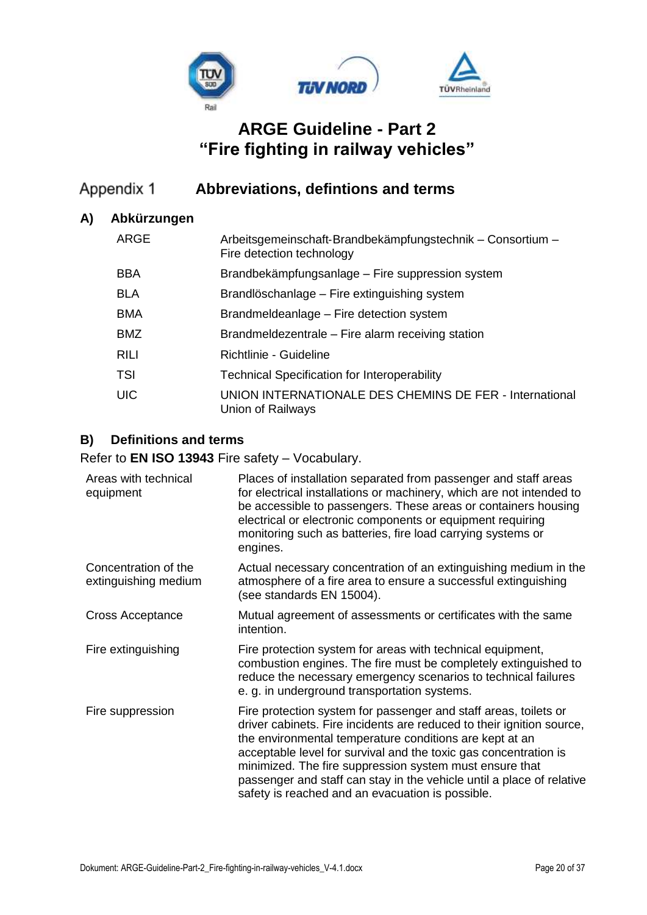# ARGE Guideline - Part 2
# "Fire fighting in railway vehicles"

## Appendix 1 Abbreviations, defintions and terms

### A) Abkürzungen

| | |
|---|---|
| ARGE | Arbeitsgemeinschaft-Brandbekämpfungstechnik – Consortium – Fire detection technology |
| BBA | Brandbekämpfungsanlage – Fire suppression system |
| BLA | Brandlöschanlage – Fire extinguishing system |
| BMA | Brandmeldeanlage – Fire detection system |
| BMZ | Brandmeldezentrale – Fire alarm receiving station |
| RILI | Richtlinie - Guideline |
| TSI | Technical Specification for Interoperability |
| UIC | UNION INTERNATIONALE DES CHEMINS DE FER - International Union of Railways |

### B) Definitions and terms

Refer to **EN ISO 13943** Fire safety – Vocabulary.

| | |
|---|---|
| Areas with technical equipment | Places of installation separated from passenger and staff areas for electrical installations or machinery, which are not intended to be accessible to passengers. These areas or containers housing electrical or electronic components or equipment requiring monitoring such as batteries, fire load carrying systems or engines. |
| Concentration of the extinguishing medium | Actual necessary concentration of an extinguishing medium in the atmosphere of a fire area to ensure a successful extinguishing (see standards EN 15004). |
| Cross Acceptance | Mutual agreement of assessments or certificates with the same intention. |
| Fire extinguishing | Fire protection system for areas with technical equipment, combustion engines. The fire must be completely extinguished to reduce the necessary emergency scenarios to technical failures e. g. in underground transportation systems. |
| Fire suppression | Fire protection system for passenger and staff areas, toilets or driver cabinets. Fire incidents are reduced to their ignition source, the environmental temperature conditions are kept at an acceptable level for survival and the toxic gas concentration is minimized. The fire suppression system must ensure that passenger and staff can stay in the vehicle until a place of relative safety is reached and an evacuation is possible. |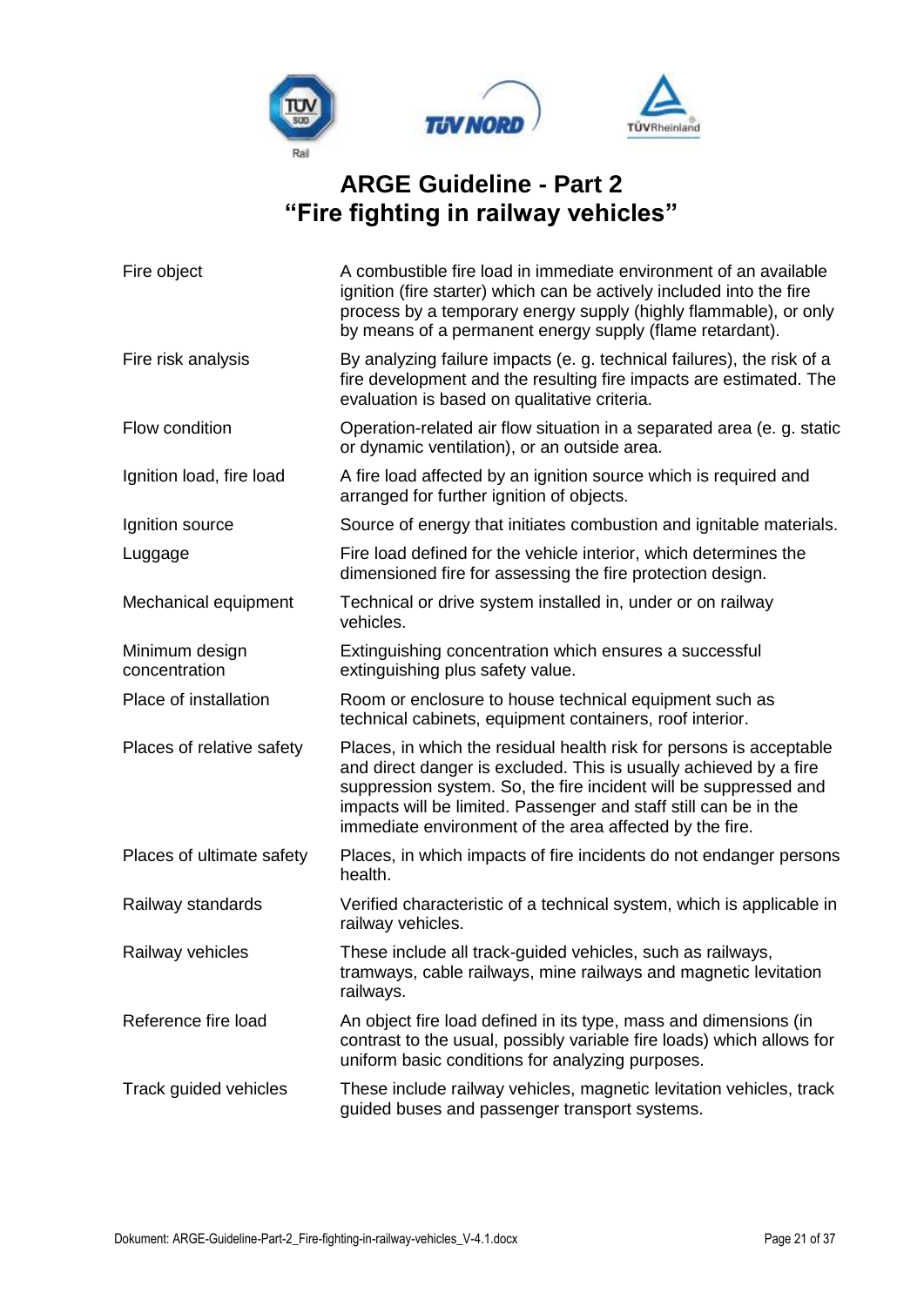**Fire object**
A combustible fire load in immediate environment of an available ignition (fire starter) which can be actively included into the fire process by a temporary energy supply (highly flammable), or only by means of a permanent energy supply (flame retardant).

**Fire risk analysis**
By analyzing failure impacts (e. g. technical failures), the risk of a fire development and the resulting fire impacts are estimated. The evaluation is based on qualitative criteria.

**Flow condition**
Operation-related air flow situation in a separated area (e. g. static or dynamic ventilation), or an outside area.

**Ignition load, fire load**
A fire load affected by an ignition source which is required and arranged for further ignition of objects.

**Ignition source**
Source of energy that initiates combustion and ignitable materials.

**Luggage**
Fire load defined for the vehicle interior, which determines the dimensioned fire for assessing the fire protection design.

**Mechanical equipment**
Technical or drive system installed in, under or on railway vehicles.

**Minimum design concentration**
Extinguishing concentration which ensures a successful extinguishing plus safety value.

**Place of installation**
Room or enclosure to house technical equipment such as technical cabinets, equipment containers, roof interior.

**Places of relative safety**
Places, in which the residual health risk for persons is acceptable and direct danger is excluded. This is usually achieved by a fire suppression system. So, the fire incident will be suppressed and impacts will be limited. Passenger and staff still can be in the immediate environment of the area affected by the fire.

**Places of ultimate safety**
Places, in which impacts of fire incidents do not endanger persons health.

**Railway standards**
Verified characteristic of a technical system, which is applicable in railway vehicles.

**Railway vehicles**
These include all track-guided vehicles, such as railways, tramways, cable railways, mine railways and magnetic levitation railways.

**Reference fire load**
An object fire load defined in its type, mass and dimensions (in contrast to the usual, possibly variable fire loads) which allows for uniform basic conditions for analyzing purposes.

**Track guided vehicles**
These include railway vehicles, magnetic levitation vehicles, track guided buses and passenger transport systems.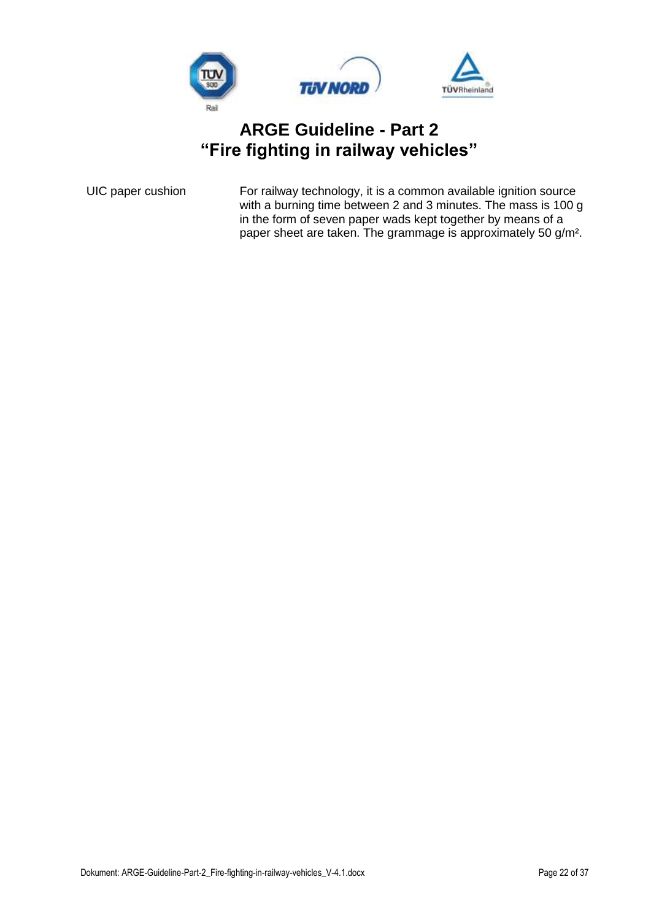| | |
|---|---|
| UIC paper cushion | For railway technology, it is a common available ignition source with a burning time between 2 and 3 minutes. The mass is 100 g in the form of seven paper wads kept together by means of a paper sheet are taken. The grammage is approximately 50 g/m². |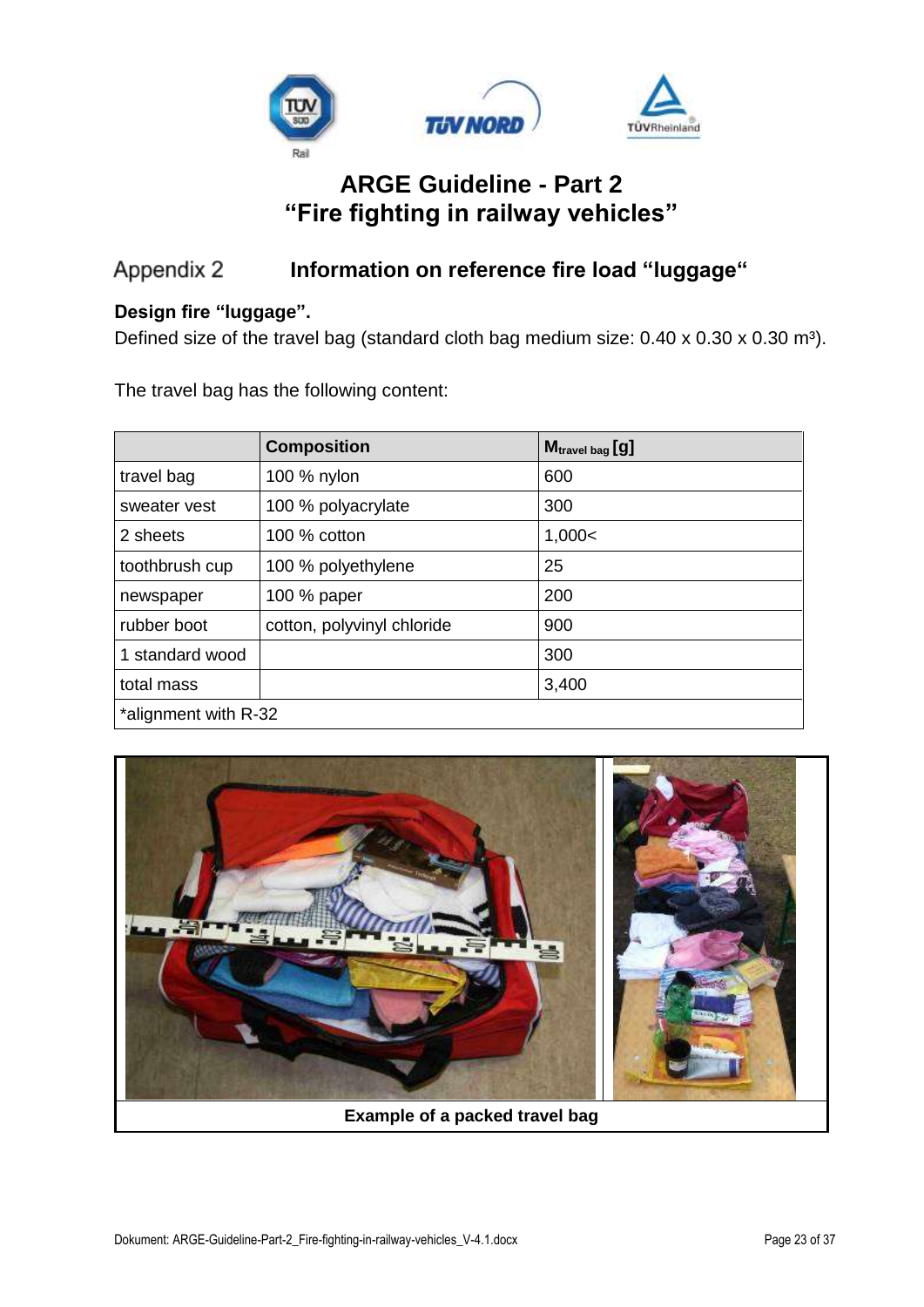# ARGE Guideline - Part 2
# “Fire fighting in railway vehicles”

## Appendix 2 Information on reference fire load “luggage“

**Design fire “luggage”.**

Defined size of the travel bag (standard cloth bag medium size: 0.40 x 0.30 x 0.30 m³).

The travel bag has the following content:

| | Composition | $M_{travel\ bag}$ [g] |
|---|---|---|
| travel bag | 100 % nylon | 600 |
| sweater vest | 100 % polyacrylate | 300 |
| 2 sheets | 100 % cotton | 1,000< |
| toothbrush cup | 100 % polyethylene | 25 |
| newspaper | 100 % paper | 200 |
| rubber boot | cotton, polyvinyl chloride | 900 |
| 1 standard wood | | 300 |
| total mass | | 3,400 |
| *alignment with R-32 | | |

**Example of a packed travel bag**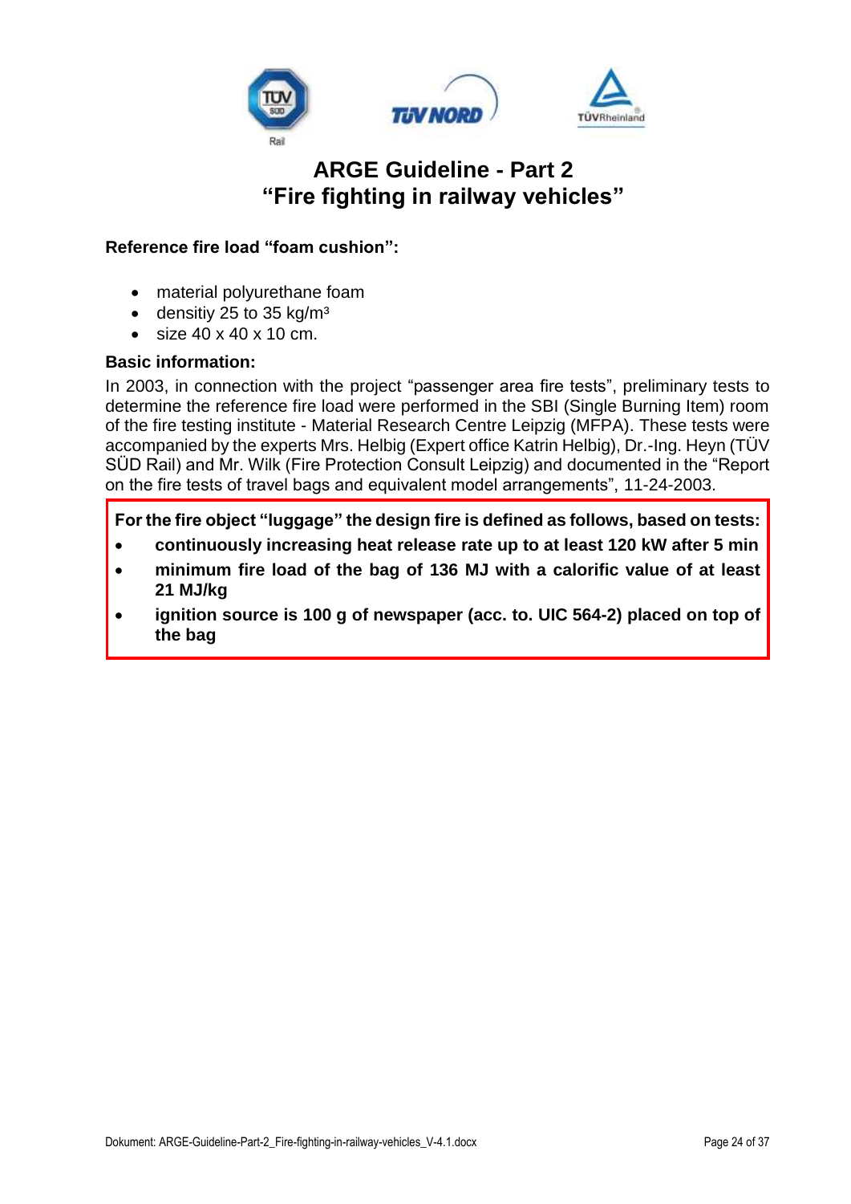## ARGE Guideline - Part 2
## “Fire fighting in railway vehicles”

**Reference fire load “foam cushion”:**

- material polyurethane foam
- densitiy 25 to 35 kg/m³
- size 40 x 40 x 10 cm.

**Basic information:**

In 2003, in connection with the project “passenger area fire tests”, preliminary tests to determine the reference fire load were performed in the SBI (Single Burning Item) room of the fire testing institute - Material Research Centre Leipzig (MFPA). These tests were accompanied by the experts Mrs. Helbig (Expert office Katrin Helbig), Dr.-Ing. Heyn (TÜV SÜD Rail) and Mr. Wilk (Fire Protection Consult Leipzig) and documented in the “Report on the fire tests of travel bags and equivalent model arrangements”, 11-24-2003.

**For the fire object “luggage” the design fire is defined as follows, based on tests:**

- **continuously increasing heat release rate up to at least 120 kW after 5 min**
- **minimum fire load of the bag of 136 MJ with a calorific value of at least 21 MJ/kg**
- **ignition source is 100 g of newspaper (acc. to. UIC 564-2) placed on top of the bag**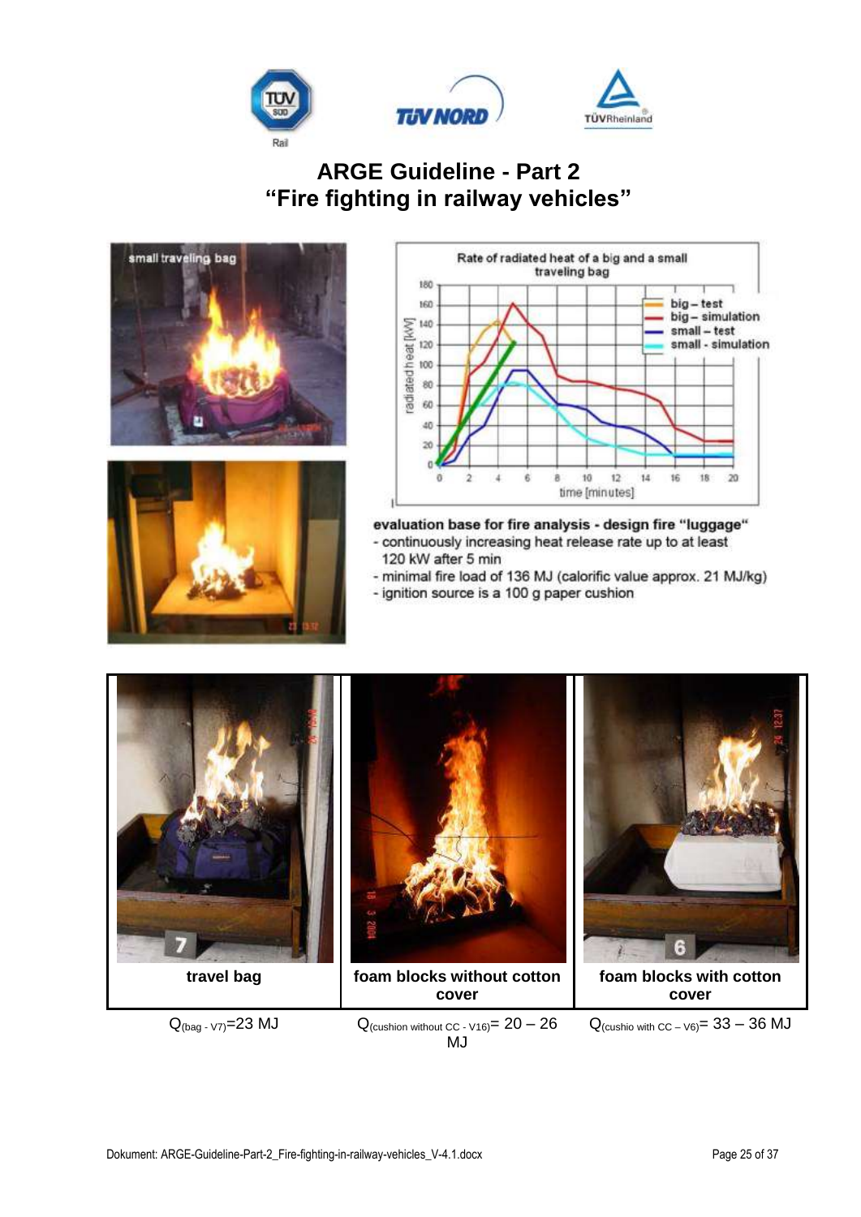# ARGE Guideline - Part 2
# "Fire fighting in railway vehicles"

**evaluation base for fire analysis - design fire "luggage"**

- continuously increasing heat release rate up to at least 120 kW after 5 min
- minimal fire load of 136 MJ (calorific value approx. 21 MJ/kg)
- ignition source is a 100 g paper cushion

| travel bag | foam blocks without cotton cover | foam blocks with cotton cover |
| --- | --- | --- |
| $Q_{(bag - V7)}$=23 MJ | $Q_{(cushion\ without\ CC\ -\ V16)}$= 20 – 26 MJ | $Q_{(cushio\ with\ CC\ –\ V6)}$= 33 – 36 MJ |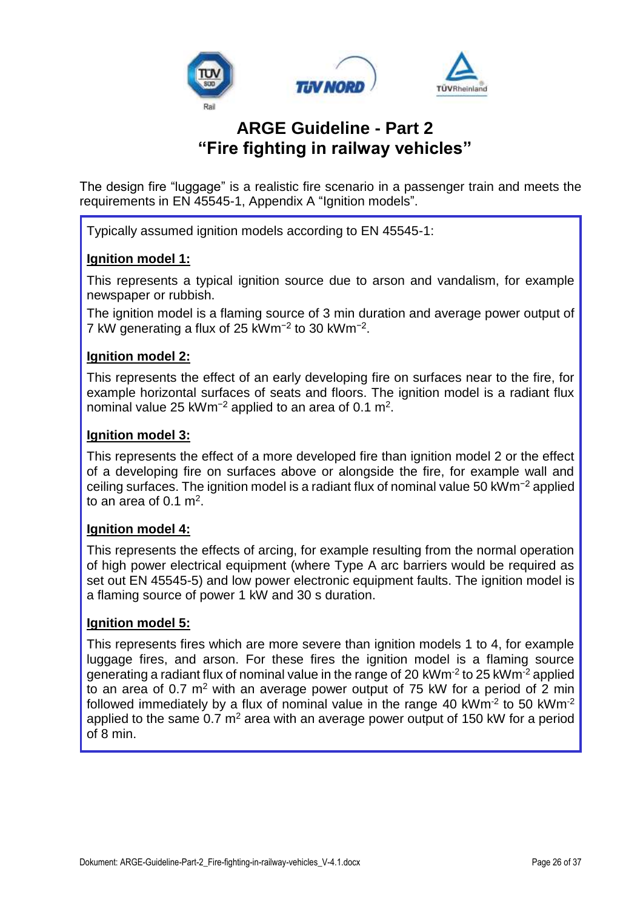# ARGE Guideline - Part 2
# "Fire fighting in railway vehicles"

The design fire "luggage" is a realistic fire scenario in a passenger train and meets the requirements in EN 45545-1, Appendix A "Ignition models".

Typically assumed ignition models according to EN 45545-1:

**Ignition model 1:**

This represents a typical ignition source due to arson and vandalism, for example newspaper or rubbish.

The ignition model is a flaming source of 3 min duration and average power output of 7 kW generating a flux of 25 $kWm^{-2}$ to 30 $kWm^{-2}$.

**Ignition model 2:**

This represents the effect of an early developing fire on surfaces near to the fire, for example horizontal surfaces of seats and floors. The ignition model is a radiant flux nominal value 25 $kWm^{-2}$ applied to an area of 0.1 $m^2$.

**Ignition model 3:**

This represents the effect of a more developed fire than ignition model 2 or the effect of a developing fire on surfaces above or alongside the fire, for example wall and ceiling surfaces. The ignition model is a radiant flux of nominal value 50 $kWm^{-2}$ applied to an area of 0.1 $m^2$.

**Ignition model 4:**

This represents the effects of arcing, for example resulting from the normal operation of high power electrical equipment (where Type A arc barriers would be required as set out EN 45545-5) and low power electronic equipment faults. The ignition model is a flaming source of power 1 kW and 30 s duration.

**Ignition model 5:**

This represents fires which are more severe than ignition models 1 to 4, for example luggage fires, and arson. For these fires the ignition model is a flaming source generating a radiant flux of nominal value in the range of 20 $kWm^{-2}$ to 25 $kWm^{-2}$ applied to an area of 0.7 $m^2$ with an average power output of 75 kW for a period of 2 min followed immediately by a flux of nominal value in the range 40 $kWm^{-2}$ to 50 $kWm^{-2}$ applied to the same 0.7 $m^2$ area with an average power output of 150 kW for a period of 8 min.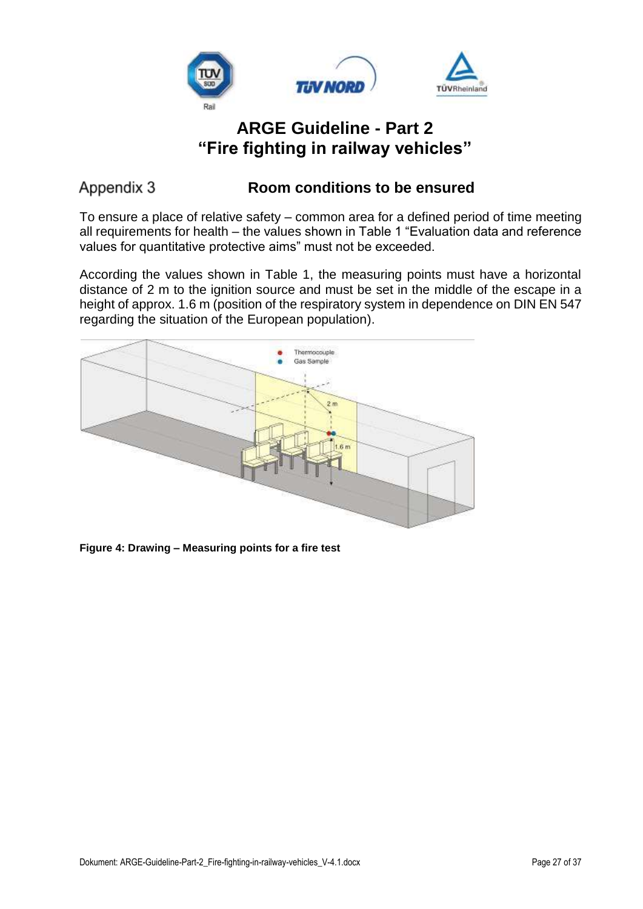# ARGE Guideline - Part 2
# "Fire fighting in railway vehicles"

## Appendix 3 — Room conditions to be ensured

To ensure a place of relative safety – common area for a defined period of time meeting all requirements for health – the values shown in Table 1 "Evaluation data and reference values for quantitative protective aims" must not be exceeded.

According the values shown in Table 1, the measuring points must have a horizontal distance of 2 m to the ignition source and must be set in the middle of the escape in a height of approx. 1.6 m (position of the respiratory system in dependence on DIN EN 547 regarding the situation of the European population).

**Figure 4: Drawing – Measuring points for a fire test**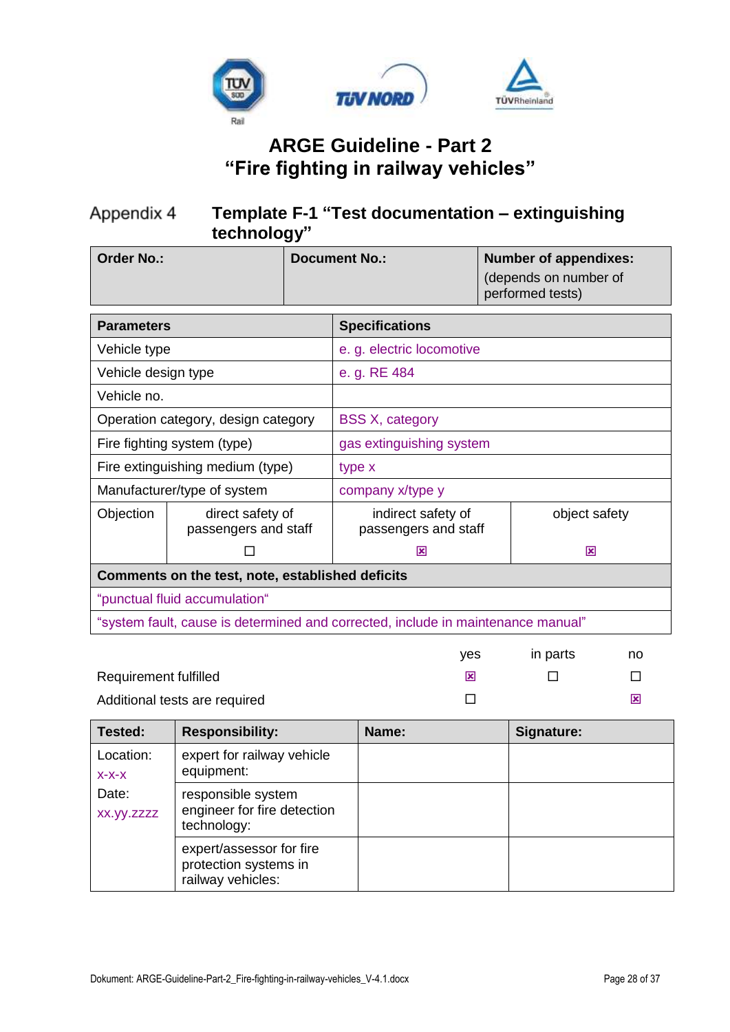# ARGE Guideline - Part 2
# “Fire fighting in railway vehicles”

## Appendix 4 Template F-1 “Test documentation – extinguishing technology”

| Order No.: | Document No.: | Number of appendixes: (depends on number of performed tests) |
|---|---|---|

| Parameters | | Specifications | |
|---|---|---|---|
| Vehicle type | | e. g. electric locomotive | |
| Vehicle design type | | e. g. RE 484 | |
| Vehicle no. | | | |
| Operation category, design category | | BSS X, category | |
| Fire fighting system (type) | | gas extinguishing system | |
| Fire extinguishing medium (type) | | type x | |
| Manufacturer/type of system | | company x/type y | |
| Objection | direct safety of passengers and staff ☐ | indirect safety of passengers and staff ☒ | object safety ☒ |
| **Comments on the test, note, established deficits** | | | |
| “punctual fluid accumulation“ | | | |
| “system fault, cause is determined and corrected, include in maintenance manual” | | | |

| | yes | in parts | no |
|---|---|---|---|
| Requirement fulfilled | ☒ | ☐ | ☐ |
| Additional tests are required | ☐ | | ☒ |

| Tested: | Responsibility: | Name: | Signature: |
|---|---|---|---|
| Location: x-x-x<br>Date: xx.yy.zzzz | expert for railway vehicle equipment: | | |
| | responsible system engineer for fire detection technology: | | |
| | expert/assessor for fire protection systems in railway vehicles: | | |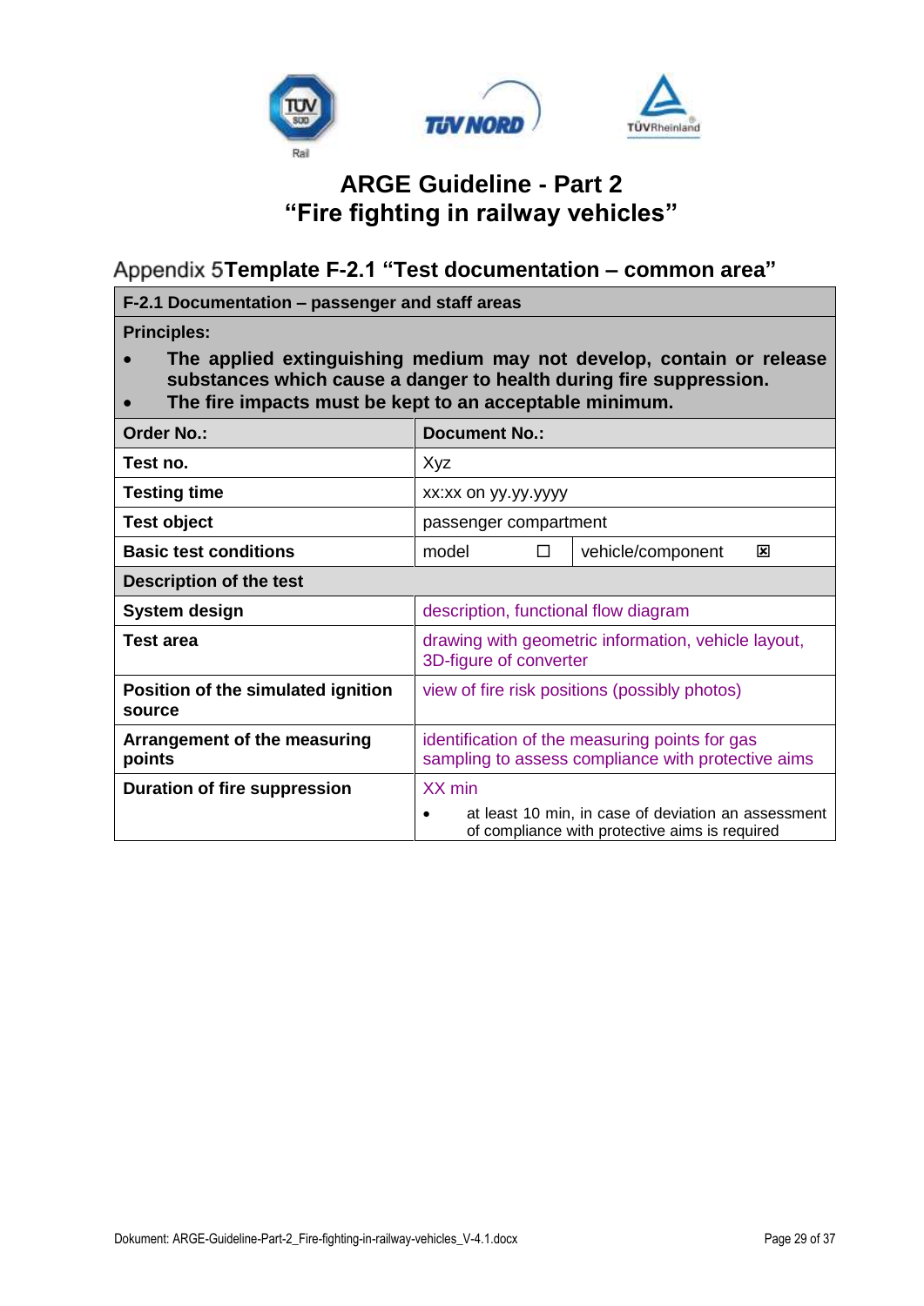# ARGE Guideline - Part 2
# "Fire fighting in railway vehicles"

## Appendix 5 Template F-2.1 "Test documentation – common area"

| F-2.1 Documentation – passenger and staff areas | | | |
|---|---|---|---|
| **Principles:**<br>• **The applied extinguishing medium may not develop, contain or release substances which cause a danger to health during fire suppression.**<br>• **The fire impacts must be kept to an acceptable minimum.** | | | |
| **Order No.:** | **Document No.:** | | |
| **Test no.** | Xyz | | |
| **Testing time** | xx:xx on yy.yy.yyyy | | |
| **Test object** | passenger compartment | | |
| **Basic test conditions** | model ☐ | vehicle/component ☒ | |
| **Description of the test** | | | |
| **System design** | description, functional flow diagram | | |
| **Test area** | drawing with geometric information, vehicle layout, 3D-figure of converter | | |
| **Position of the simulated ignition source** | view of fire risk positions (possibly photos) | | |
| **Arrangement of the measuring points** | identification of the measuring points for gas sampling to assess compliance with protective aims | | |
| **Duration of fire suppression** | XX min<br>• at least 10 min, in case of deviation an assessment of compliance with protective aims is required | | |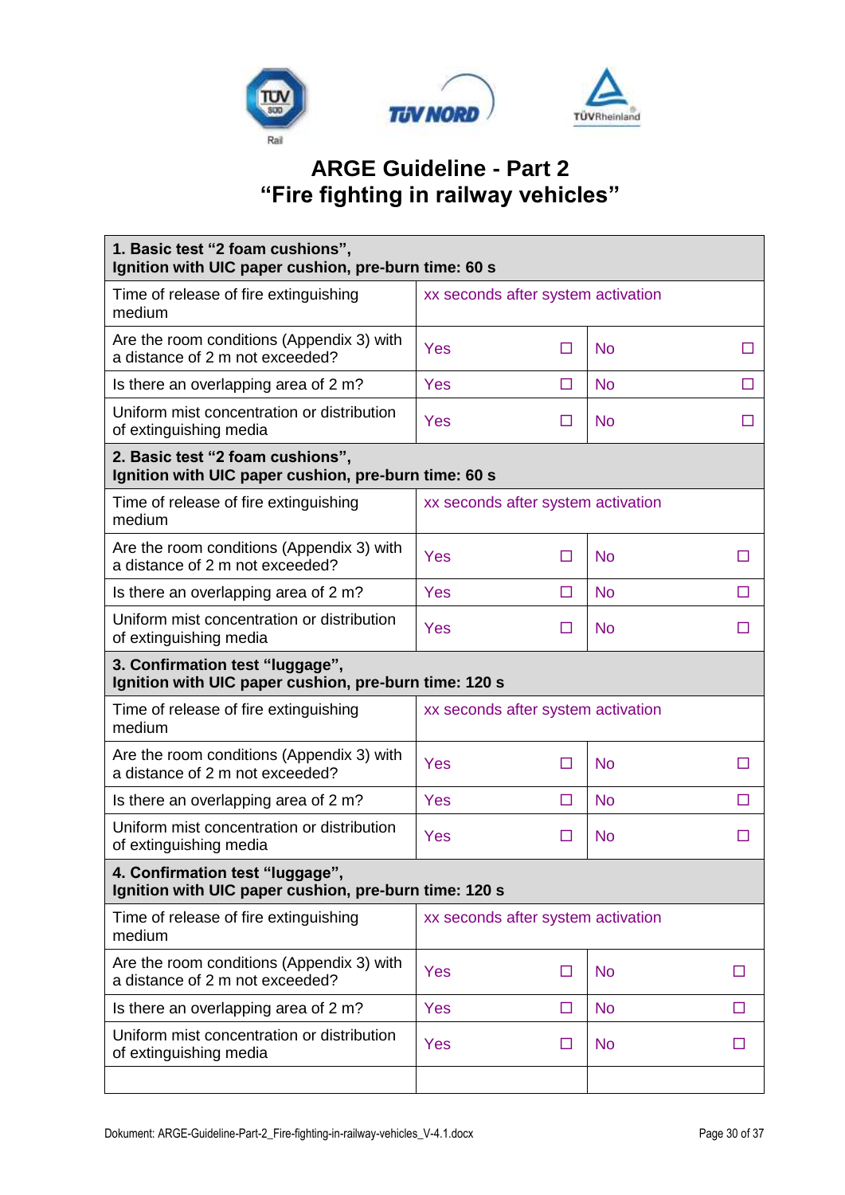# ARGE Guideline - Part 2
# "Fire fighting in railway vehicles"

| **1. Basic test "2 foam cushions", Ignition with UIC paper cushion, pre-burn time: 60 s** | | | | |
|---|---|---|---|---|
| Time of release of fire extinguishing medium | xx seconds after system activation | | | |
| Are the room conditions (Appendix 3) with a distance of 2 m not exceeded? | Yes | ☐ | No | ☐ |
| Is there an overlapping area of 2 m? | Yes | ☐ | No | ☐ |
| Uniform mist concentration or distribution of extinguishing media | Yes | ☐ | No | ☐ |
| **2. Basic test "2 foam cushions", Ignition with UIC paper cushion, pre-burn time: 60 s** | | | | |
| Time of release of fire extinguishing medium | xx seconds after system activation | | | |
| Are the room conditions (Appendix 3) with a distance of 2 m not exceeded? | Yes | ☐ | No | ☐ |
| Is there an overlapping area of 2 m? | Yes | ☐ | No | ☐ |
| Uniform mist concentration or distribution of extinguishing media | Yes | ☐ | No | ☐ |
| **3. Confirmation test "luggage", Ignition with UIC paper cushion, pre-burn time: 120 s** | | | | |
| Time of release of fire extinguishing medium | xx seconds after system activation | | | |
| Are the room conditions (Appendix 3) with a distance of 2 m not exceeded? | Yes | ☐ | No | ☐ |
| Is there an overlapping area of 2 m? | Yes | ☐ | No | ☐ |
| Uniform mist concentration or distribution of extinguishing media | Yes | ☐ | No | ☐ |
| **4. Confirmation test "luggage", Ignition with UIC paper cushion, pre-burn time: 120 s** | | | | |
| Time of release of fire extinguishing medium | xx seconds after system activation | | | |
| Are the room conditions (Appendix 3) with a distance of 2 m not exceeded? | Yes | ☐ | No | ☐ |
| Is there an overlapping area of 2 m? | Yes | ☐ | No | ☐ |
| Uniform mist concentration or distribution of extinguishing media | Yes | ☐ | No | ☐ |
| | | | | |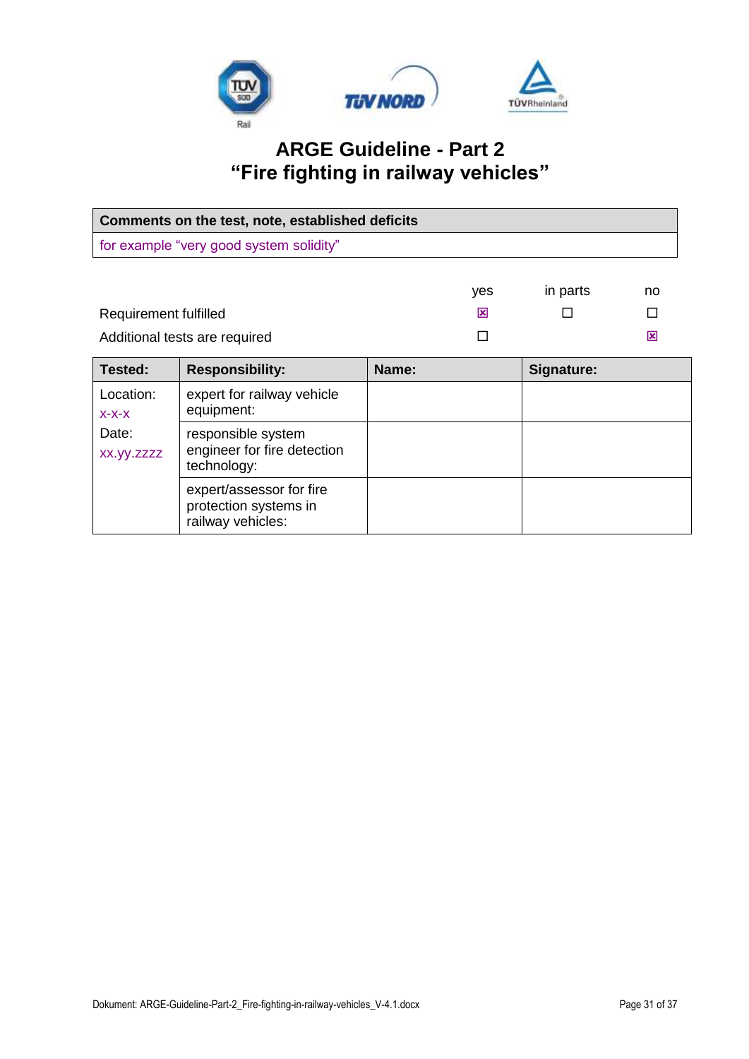# ARGE Guideline - Part 2
# "Fire fighting in railway vehicles"

| Comments on the test, note, established deficits |
|---|
| for example "very good system solidity" |

| | yes | in parts | no |
|---|---|---|---|
| Requirement fulfilled | ☒ | ☐ | ☐ |
| Additional tests are required | ☐ | | ☒ |

| Tested: | Responsibility: | Name: | Signature: |
|---|---|---|---|
| Location: x-x-x<br>Date: xx.yy.zzzz | expert for railway vehicle equipment: | | |
| | responsible system engineer for fire detection technology: | | |
| | expert/assessor for fire protection systems in railway vehicles: | | |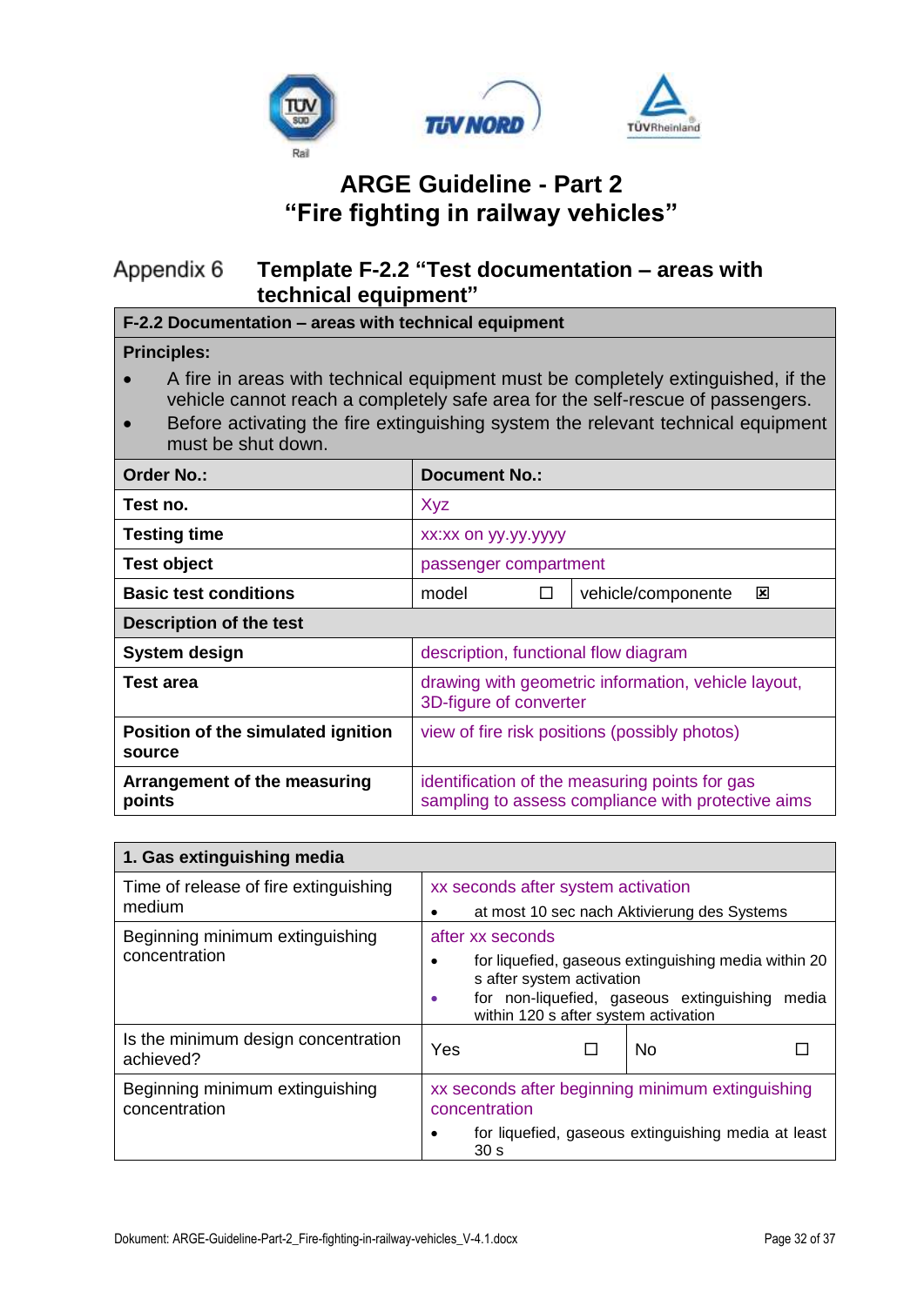# ARGE Guideline - Part 2
# "Fire fighting in railway vehicles"

## Appendix 6 Template F-2.2 "Test documentation – areas with technical equipment"

| **F-2.2 Documentation – areas with technical equipment** | | | | |
|---|---|---|---|---|
| **Principles:**<br>• A fire in areas with technical equipment must be completely extinguished, if the vehicle cannot reach a completely safe area for the self-rescue of passengers.<br>• Before activating the fire extinguishing system the relevant technical equipment must be shut down. | | | | |
| **Order No.:** | **Document No.:** | | | |
| **Test no.** | Xyz | | | |
| **Testing time** | xx:xx on yy.yy.yyyy | | | |
| **Test object** | passenger compartment | | | |
| **Basic test conditions** | model | ☐ | vehicle/componente | ☒ |
| **Description of the test** | | | | |
| **System design** | description, functional flow diagram | | | |
| **Test area** | drawing with geometric information, vehicle layout, 3D-figure of converter | | | |
| **Position of the simulated ignition source** | view of fire risk positions (possibly photos) | | | |
| **Arrangement of the measuring points** | identification of the measuring points for gas sampling to assess compliance with protective aims | | | |

| **1. Gas extinguishing media** | | | | |
|---|---|---|---|---|
| Time of release of fire extinguishing medium | xx seconds after system activation<br>• at most 10 sec nach Aktivierung des Systems | | | |
| Beginning minimum extinguishing concentration | after xx seconds<br>• for liquefied, gaseous extinguishing media within 20 s after system activation<br>• for non-liquefied, gaseous extinguishing media within 120 s after system activation | | | |
| Is the minimum design concentration achieved? | Yes | ☐ | No | ☐ |
| Beginning minimum extinguishing concentration | xx seconds after beginning minimum extinguishing concentration<br>• for liquefied, gaseous extinguishing media at least 30 s | | | |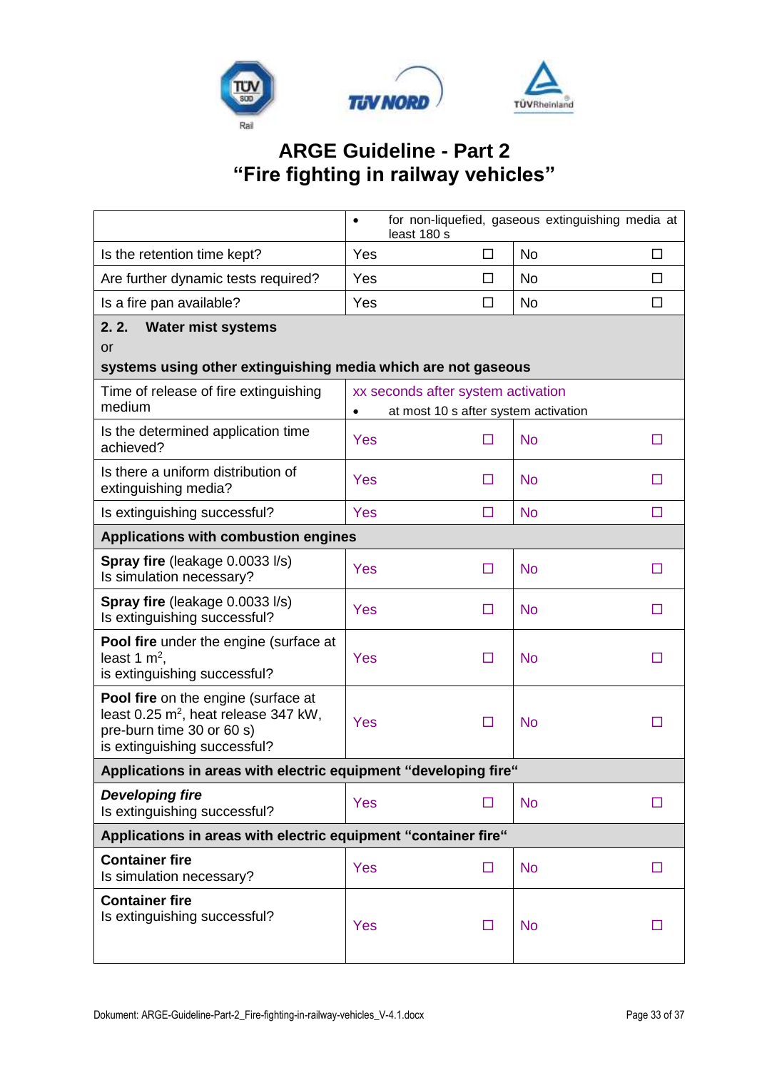# ARGE Guideline - Part 2
# "Fire fighting in railway vehicles"

| | | | | |
|---|---|---|---|---|
| | • for non-liquefied, gaseous extinguishing media at least 180 s | | | |
| Is the retention time kept? | Yes | ☐ | No | ☐ |
| Are further dynamic tests required? | Yes | ☐ | No | ☐ |
| Is a fire pan available? | Yes | ☐ | No | ☐ |
| **2. 2. Water mist systems** or **systems using other extinguishing media which are not gaseous** | | | | |
| Time of release of fire extinguishing medium | xx seconds after system activation • at most 10 s after system activation | | | |
| Is the determined application time achieved? | Yes | ☐ | No | ☐ |
| Is there a uniform distribution of extinguishing media? | Yes | ☐ | No | ☐ |
| Is extinguishing successful? | Yes | ☐ | No | ☐ |
| **Applications with combustion engines** | | | | |
| **Spray fire** (leakage 0.0033 l/s) Is simulation necessary? | Yes | ☐ | No | ☐ |
| **Spray fire** (leakage 0.0033 l/s) Is extinguishing successful? | Yes | ☐ | No | ☐ |
| **Pool fire** under the engine (surface at least 1 $m^2$, is extinguishing successful? | Yes | ☐ | No | ☐ |
| **Pool fire** on the engine (surface at least 0.25 $m^2$, heat release 347 kW, pre-burn time 30 or 60 s) is extinguishing successful? | Yes | ☐ | No | ☐ |
| **Applications in areas with electric equipment "developing fire"** | | | | |
| ***Developing fire*** Is extinguishing successful? | Yes | ☐ | No | ☐ |
| **Applications in areas with electric equipment "container fire"** | | | | |
| **Container fire** Is simulation necessary? | Yes | ☐ | No | ☐ |
| **Container fire** Is extinguishing successful? | Yes | ☐ | No | ☐ |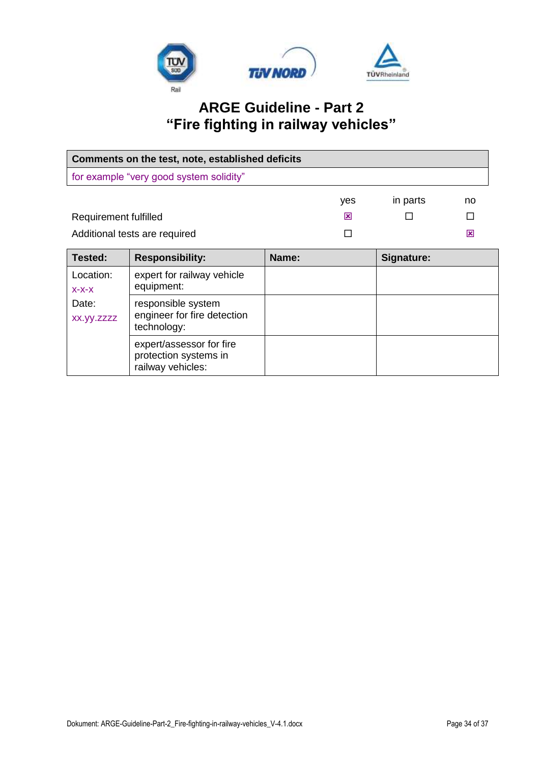| Comments on the test, note, established deficits |
|---|
| for example “very good system solidity” |

| | yes | in parts | no |
|---|---|---|---|
| Requirement fulfilled | ☒ | ☐ | ☐ |
| Additional tests are required | ☐ | | ☒ |

| Tested: | Responsibility: | Name: | Signature: |
|---|---|---|---|
| Location: x-x-x<br>Date: xx.yy.zzzz | expert for railway vehicle equipment: | | |
| | responsible system engineer for fire detection technology: | | |
| | expert/assessor for fire protection systems in railway vehicles: | | |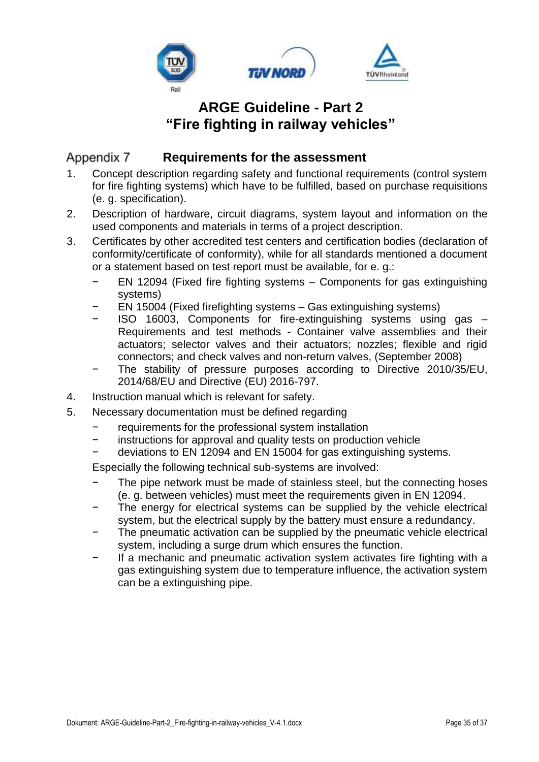# ARGE Guideline - Part 2
# "Fire fighting in railway vehicles"

## Appendix 7 Requirements for the assessment

1. Concept description regarding safety and functional requirements (control system for fire fighting systems) which have to be fulfilled, based on purchase requisitions (e. g. specification).
2. Description of hardware, circuit diagrams, system layout and information on the used components and materials in terms of a project description.
3. Certificates by other accredited test centers and certification bodies (declaration of conformity/certificate of conformity), while for all standards mentioned a document or a statement based on test report must be available, for e. g.:
   - EN 12094 (Fixed fire fighting systems – Components for gas extinguishing systems)
   - EN 15004 (Fixed firefighting systems – Gas extinguishing systems)
   - ISO 16003, Components for fire-extinguishing systems using gas – Requirements and test methods - Container valve assemblies and their actuators; selector valves and their actuators; nozzles; flexible and rigid connectors; and check valves and non-return valves, (September 2008)
   - The stability of pressure purposes according to Directive 2010/35/EU, 2014/68/EU and Directive (EU) 2016-797.
4. Instruction manual which is relevant for safety.
5. Necessary documentation must be defined regarding
   - requirements for the professional system installation
   - instructions for approval and quality tests on production vehicle
   - deviations to EN 12094 and EN 15004 for gas extinguishing systems.

   Especially the following technical sub-systems are involved:

   - The pipe network must be made of stainless steel, but the connecting hoses (e. g. between vehicles) must meet the requirements given in EN 12094.
   - The energy for electrical systems can be supplied by the vehicle electrical system, but the electrical supply by the battery must ensure a redundancy.
   - The pneumatic activation can be supplied by the pneumatic vehicle electrical system, including a surge drum which ensures the function.
   - If a mechanic and pneumatic activation system activates fire fighting with a gas extinguishing system due to temperature influence, the activation system can be a extinguishing pipe.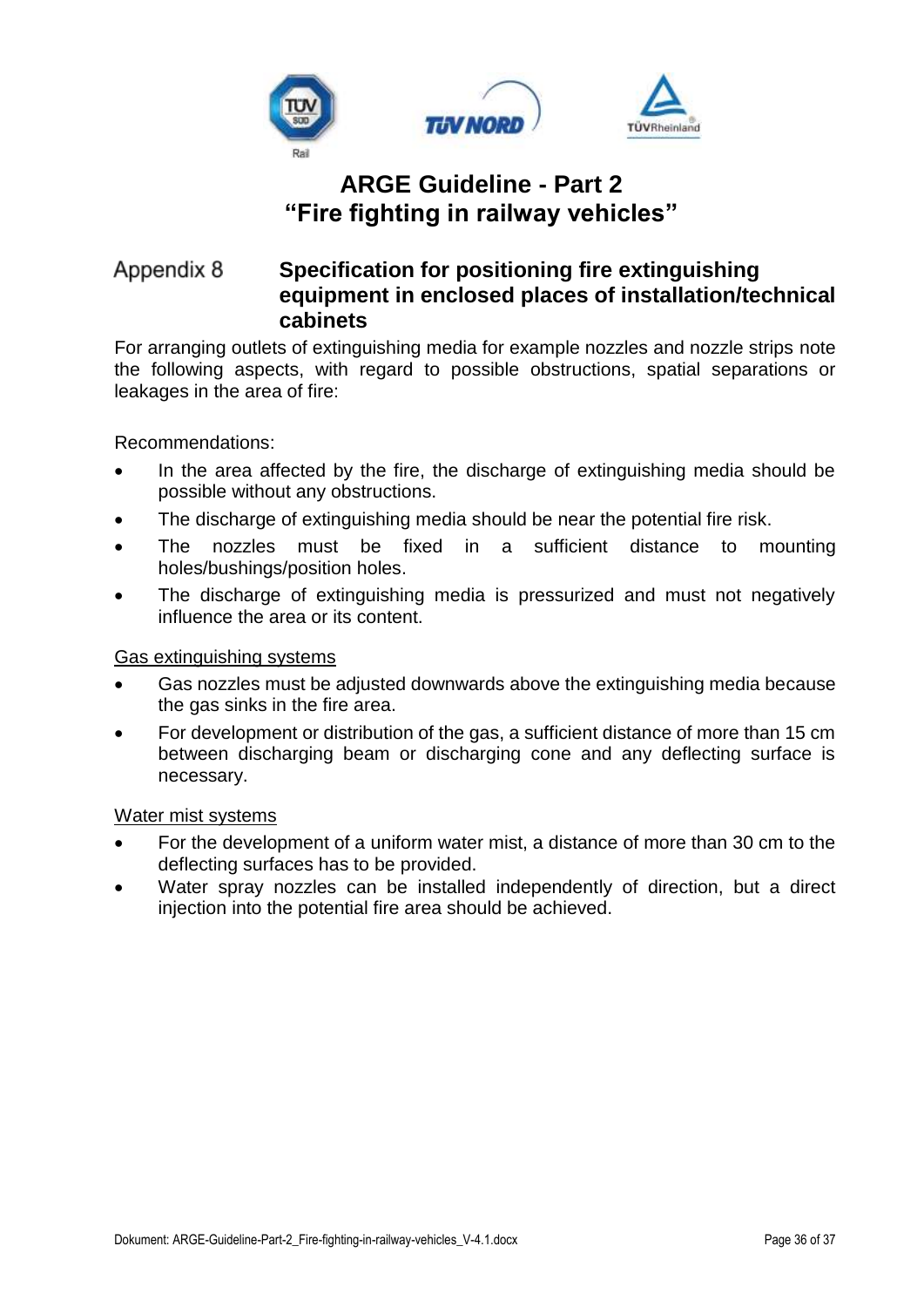# ARGE Guideline - Part 2 "Fire fighting in railway vehicles"

## Appendix 8 Specification for positioning fire extinguishing equipment in enclosed places of installation/technical cabinets

For arranging outlets of extinguishing media for example nozzles and nozzle strips note the following aspects, with regard to possible obstructions, spatial separations or leakages in the area of fire:

Recommendations:

- In the area affected by the fire, the discharge of extinguishing media should be possible without any obstructions.
- The discharge of extinguishing media should be near the potential fire risk.
- The nozzles must be fixed in a sufficient distance to mounting holes/bushings/position holes.
- The discharge of extinguishing media is pressurized and must not negatively influence the area or its content.

<u>Gas extinguishing systems</u>

- Gas nozzles must be adjusted downwards above the extinguishing media because the gas sinks in the fire area.
- For development or distribution of the gas, a sufficient distance of more than 15 cm between discharging beam or discharging cone and any deflecting surface is necessary.

<u>Water mist systems</u>

- For the development of a uniform water mist, a distance of more than 30 cm to the deflecting surfaces has to be provided.
- Water spray nozzles can be installed independently of direction, but a direct injection into the potential fire area should be achieved.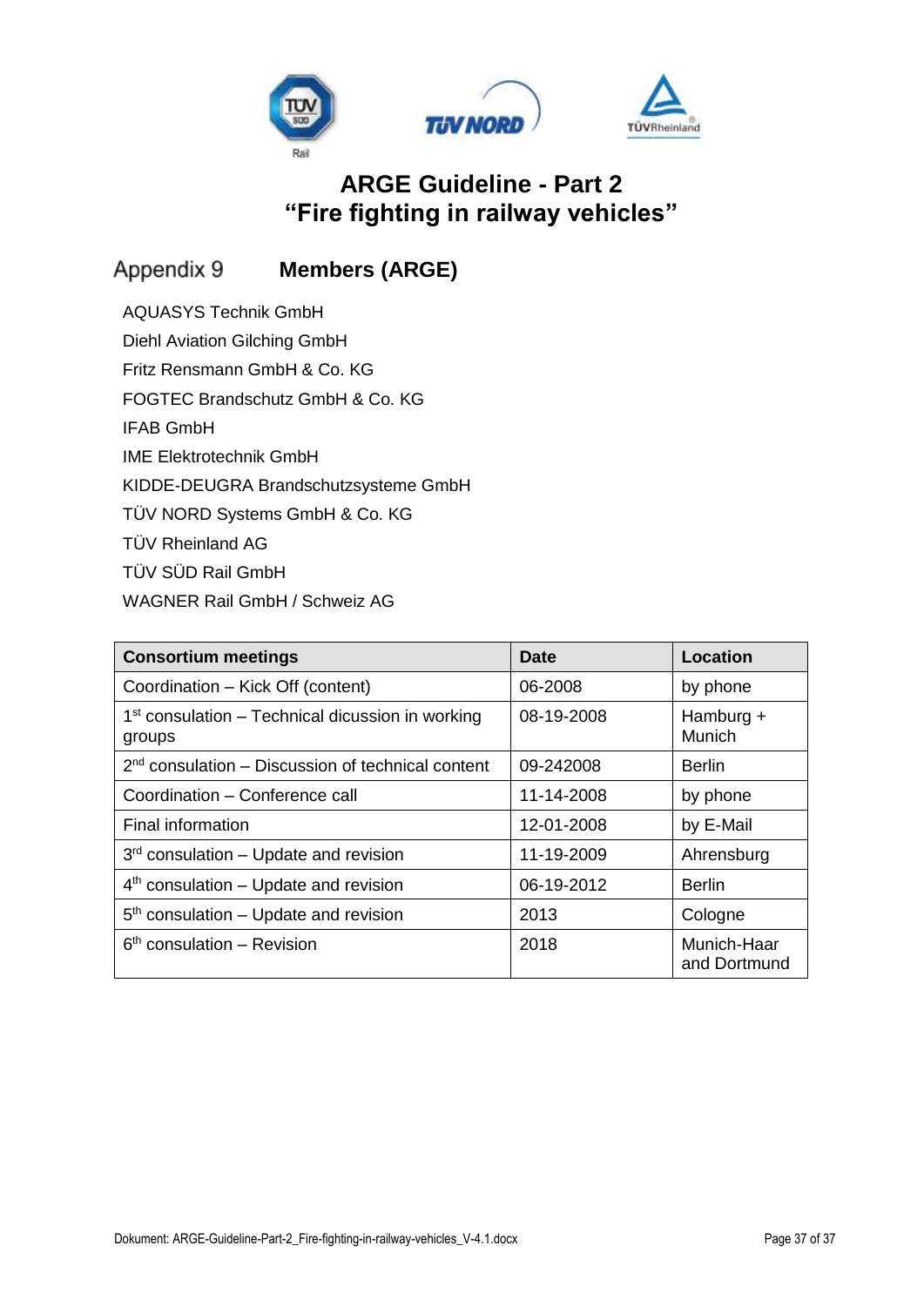# ARGE Guideline - Part 2
# "Fire fighting in railway vehicles"

## Appendix 9 Members (ARGE)

AQUASYS Technik GmbH

Diehl Aviation Gilching GmbH

Fritz Rensmann GmbH & Co. KG

FOGTEC Brandschutz GmbH & Co. KG

IFAB GmbH

IME Elektrotechnik GmbH

KIDDE-DEUGRA Brandschutzsysteme GmbH

TÜV NORD Systems GmbH & Co. KG

TÜV Rheinland AG

TÜV SÜD Rail GmbH

WAGNER Rail GmbH / Schweiz AG

| Consortium meetings | Date | Location |
|---|---|---|
| Coordination – Kick Off (content) | 06-2008 | by phone |
| 1st consulation – Technical dicussion in working groups | 08-19-2008 | Hamburg + Munich |
| 2nd consulation – Discussion of technical content | 09-242008 | Berlin |
| Coordination – Conference call | 11-14-2008 | by phone |
| Final information | 12-01-2008 | by E-Mail |
| 3rd consulation – Update and revision | 11-19-2009 | Ahrensburg |
| 4th consulation – Update and revision | 06-19-2012 | Berlin |
| 5th consulation – Update and revision | 2013 | Cologne |
| 6th consulation – Revision | 2018 | Munich-Haar and Dortmund |

Dokument: ARGE-Guideline-Part-2_Fire-fighting-in-railway-vehicles_V-4.1.docx